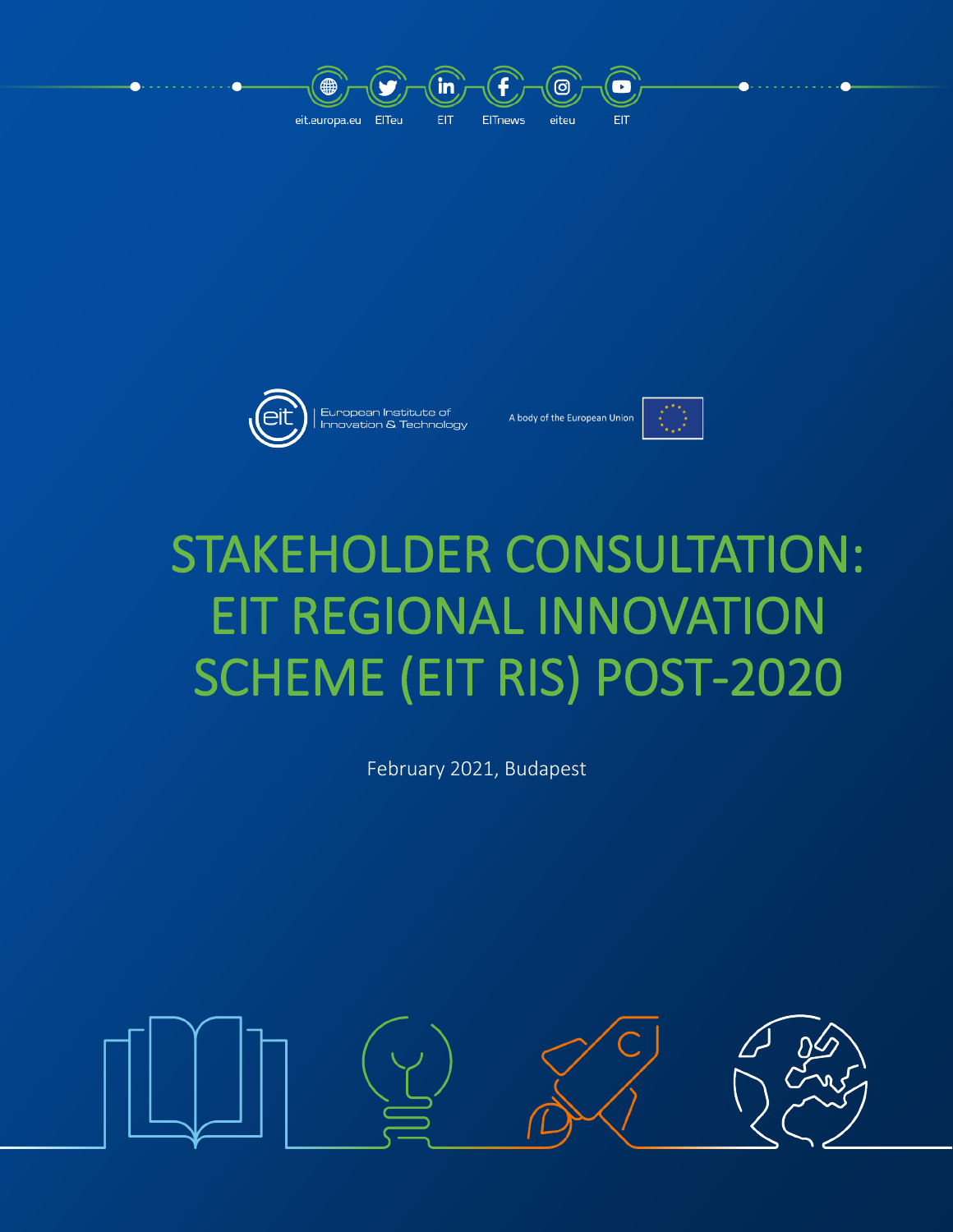eit.europa.eu EITeu EIT EITnews eiteu EIT

European Institute of Innovation & Technology

A body of the European Union

# STAKEHOLDER CONSULTATION: EIT REGIONAL INNOVATION SCHEME (EIT RIS) POST-2020

February 2021, Budapest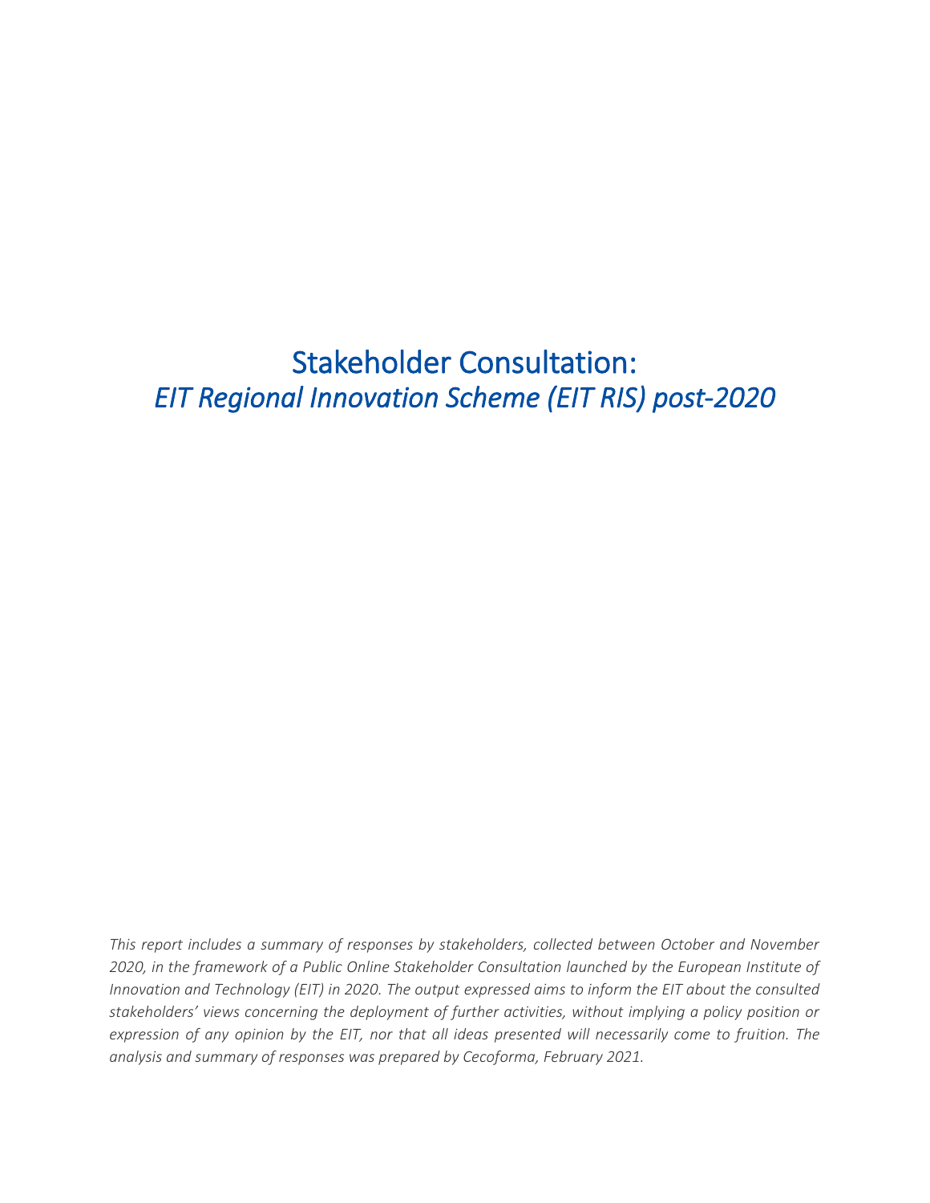# Stakeholder Consultation:
*EIT Regional Innovation Scheme (EIT RIS) post-2020*

*This report includes a summary of responses by stakeholders, collected between October and November 2020, in the framework of a Public Online Stakeholder Consultation launched by the European Institute of Innovation and Technology (EIT) in 2020. The output expressed aims to inform the EIT about the consulted stakeholders' views concerning the deployment of further activities, without implying a policy position or expression of any opinion by the EIT, nor that all ideas presented will necessarily come to fruition. The analysis and summary of responses was prepared by Cecoforma, February 2021.*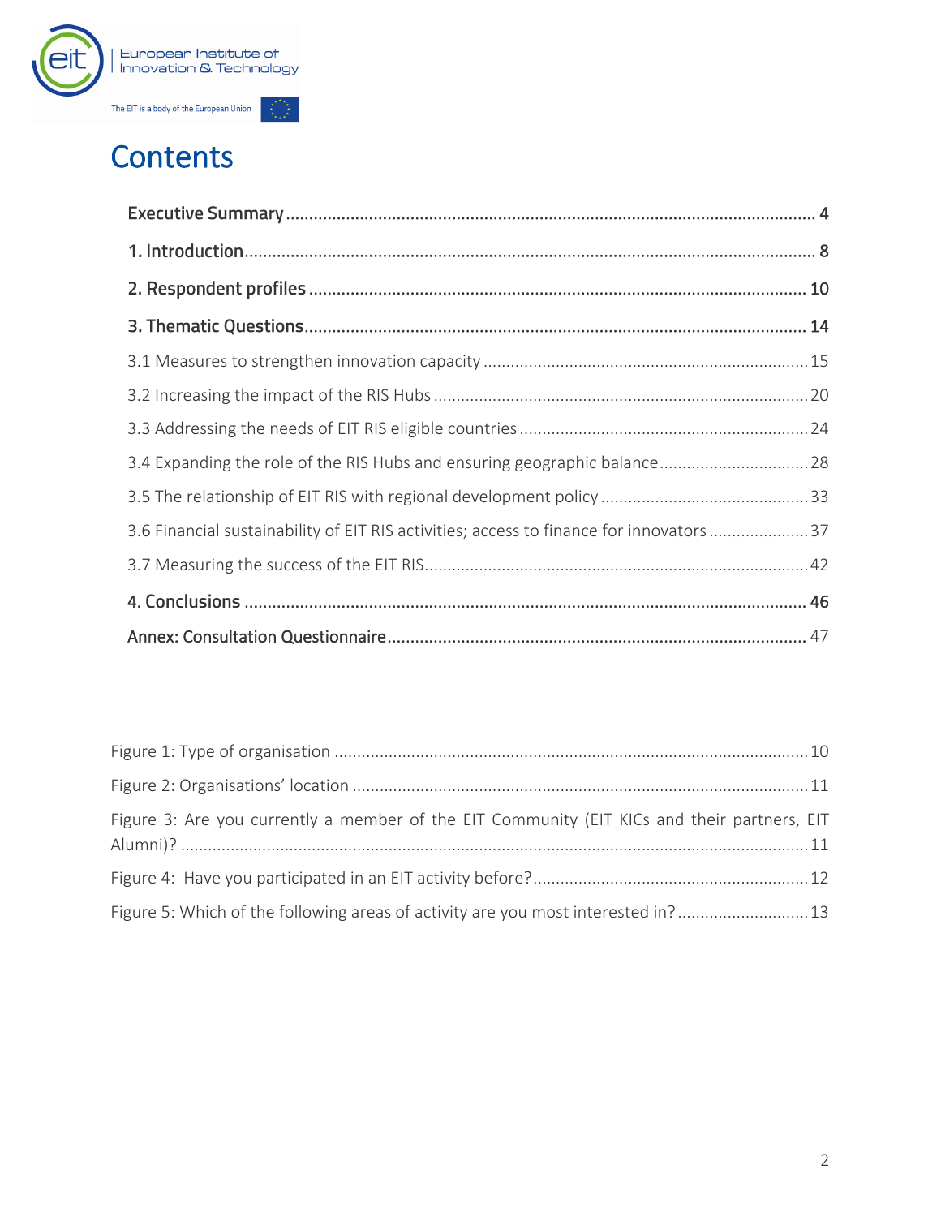# Contents

**Executive Summary** ........................................................................................................ 4

**1. Introduction** ................................................................................................................ 8

**2. Respondent profiles** ................................................................................................. 10

**3. Thematic Questions** .................................................................................................. 14

3.1 Measures to strengthen innovation capacity ........................................................... 15

3.2 Increasing the impact of the RIS Hubs ..................................................................... 20

3.3 Addressing the needs of EIT RIS eligible countries ................................................... 24

3.4 Expanding the role of the RIS Hubs and ensuring geographic balance ..................... 28

3.5 The relationship of EIT RIS with regional development policy ................................ 33

3.6 Financial sustainability of EIT RIS activities; access to finance for innovators .......... 37

3.7 Measuring the success of the EIT RIS ....................................................................... 42

**4. Conclusions** ............................................................................................................... 46

**Annex: Consultation Questionnaire** ............................................................................... 47

Figure 1: Type of organisation ........................................................................................... 10

Figure 2: Organisations' location ....................................................................................... 11

Figure 3: Are you currently a member of the EIT Community (EIT KICs and their partners, EIT Alumni)? ............................................................................................................................ 11

Figure 4: Have you participated in an EIT activity before? ................................................ 12

Figure 5: Which of the following areas of activity are you most interested in? ............... 13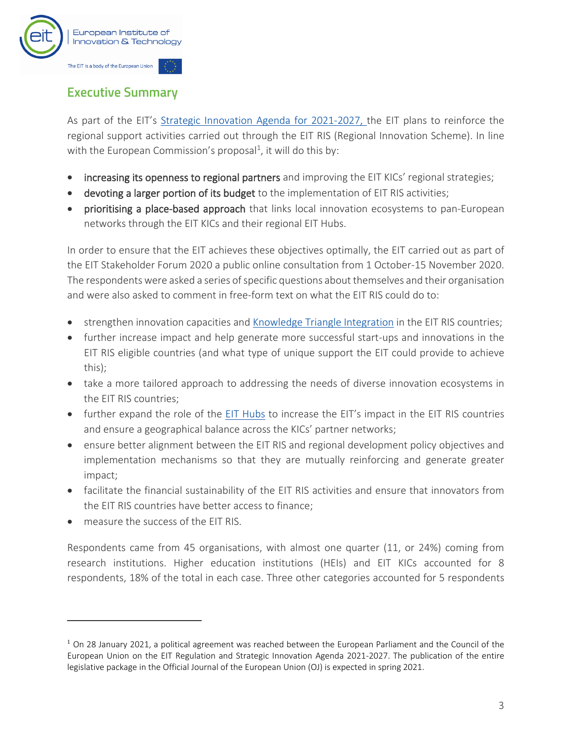## Executive Summary

As part of the EIT's Strategic Innovation Agenda for 2021-2027, the EIT plans to reinforce the regional support activities carried out through the EIT RIS (Regional Innovation Scheme). In line with the European Commission's proposal[1], it will do this by:

- **increasing its openness to regional partners** and improving the EIT KICs' regional strategies;
- **devoting a larger portion of its budget** to the implementation of EIT RIS activities;
- **prioritising a place-based approach** that links local innovation ecosystems to pan-European networks through the EIT KICs and their regional EIT Hubs.

In order to ensure that the EIT achieves these objectives optimally, the EIT carried out as part of the EIT Stakeholder Forum 2020 a public online consultation from 1 October-15 November 2020. The respondents were asked a series of specific questions about themselves and their organisation and were also asked to comment in free-form text on what the EIT RIS could do to:

- strengthen innovation capacities and Knowledge Triangle Integration in the EIT RIS countries;
- further increase impact and help generate more successful start-ups and innovations in the EIT RIS eligible countries (and what type of unique support the EIT could provide to achieve this);
- take a more tailored approach to addressing the needs of diverse innovation ecosystems in the EIT RIS countries;
- further expand the role of the EIT Hubs to increase the EIT's impact in the EIT RIS countries and ensure a geographical balance across the KICs' partner networks;
- ensure better alignment between the EIT RIS and regional development policy objectives and implementation mechanisms so that they are mutually reinforcing and generate greater impact;
- facilitate the financial sustainability of the EIT RIS activities and ensure that innovators from the EIT RIS countries have better access to finance;
- measure the success of the EIT RIS.

Respondents came from 45 organisations, with almost one quarter (11, or 24%) coming from research institutions. Higher education institutions (HEIs) and EIT KICs accounted for 8 respondents, 18% of the total in each case. Three other categories accounted for 5 respondents

---

[1] On 28 January 2021, a political agreement was reached between the European Parliament and the Council of the European Union on the EIT Regulation and Strategic Innovation Agenda 2021-2027. The publication of the entire legislative package in the Official Journal of the European Union (OJ) is expected in spring 2021.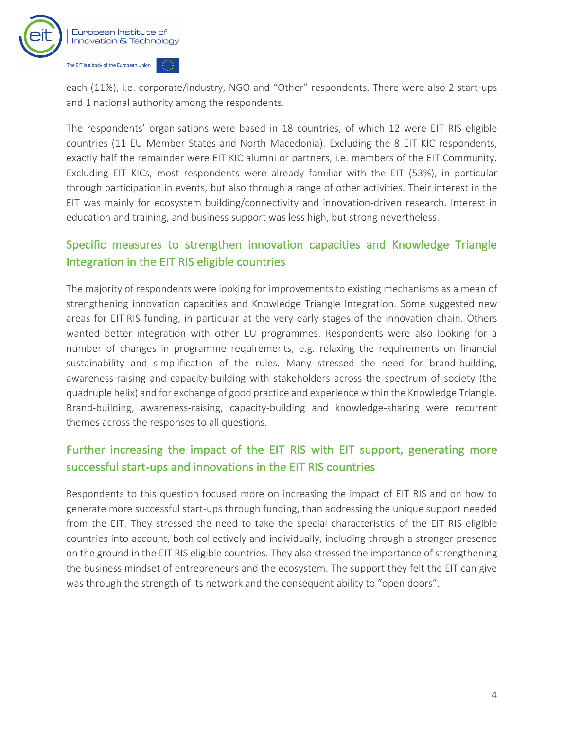each (11%), i.e. corporate/industry, NGO and "Other" respondents. There were also 2 start-ups and 1 national authority among the respondents.

The respondents' organisations were based in 18 countries, of which 12 were EIT RIS eligible countries (11 EU Member States and North Macedonia). Excluding the 8 EIT KIC respondents, exactly half the remainder were EIT KIC alumni or partners, i.e. members of the EIT Community. Excluding EIT KICs, most respondents were already familiar with the EIT (53%), in particular through participation in events, but also through a range of other activities. Their interest in the EIT was mainly for ecosystem building/connectivity and innovation-driven research. Interest in education and training, and business support was less high, but strong nevertheless.

## Specific measures to strengthen innovation capacities and Knowledge Triangle Integration in the EIT RIS eligible countries

The majority of respondents were looking for improvements to existing mechanisms as a mean of strengthening innovation capacities and Knowledge Triangle Integration. Some suggested new areas for EIT RIS funding, in particular at the very early stages of the innovation chain. Others wanted better integration with other EU programmes. Respondents were also looking for a number of changes in programme requirements, e.g. relaxing the requirements on financial sustainability and simplification of the rules. Many stressed the need for brand-building, awareness-raising and capacity-building with stakeholders across the spectrum of society (the quadruple helix) and for exchange of good practice and experience within the Knowledge Triangle. Brand-building, awareness-raising, capacity-building and knowledge-sharing were recurrent themes across the responses to all questions.

## Further increasing the impact of the EIT RIS with EIT support, generating more successful start-ups and innovations in the EIT RIS countries

Respondents to this question focused more on increasing the impact of EIT RIS and on how to generate more successful start-ups through funding, than addressing the unique support needed from the EIT. They stressed the need to take the special characteristics of the EIT RIS eligible countries into account, both collectively and individually, including through a stronger presence on the ground in the EIT RIS eligible countries. They also stressed the importance of strengthening the business mindset of entrepreneurs and the ecosystem. The support they felt the EIT can give was through the strength of its network and the consequent ability to "open doors".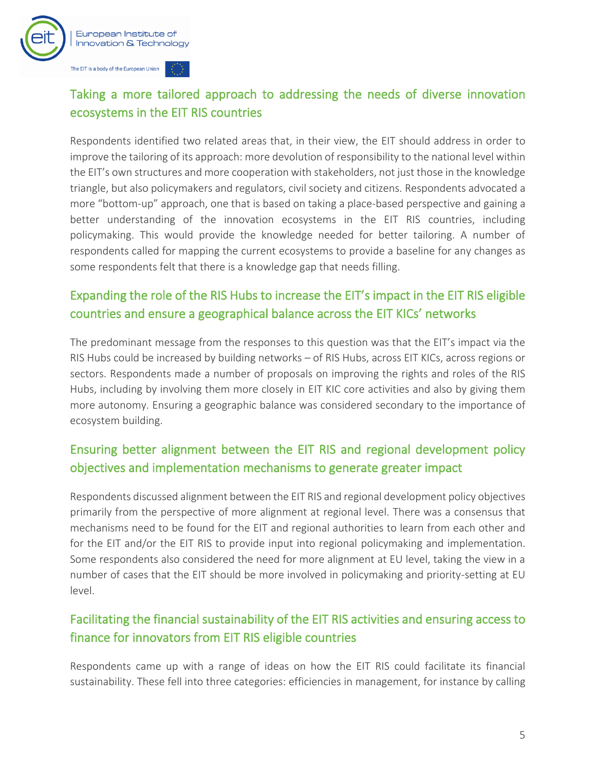## Taking a more tailored approach to addressing the needs of diverse innovation ecosystems in the EIT RIS countries

Respondents identified two related areas that, in their view, the EIT should address in order to improve the tailoring of its approach: more devolution of responsibility to the national level within the EIT's own structures and more cooperation with stakeholders, not just those in the knowledge triangle, but also policymakers and regulators, civil society and citizens. Respondents advocated a more "bottom-up" approach, one that is based on taking a place-based perspective and gaining a better understanding of the innovation ecosystems in the EIT RIS countries, including policymaking. This would provide the knowledge needed for better tailoring. A number of respondents called for mapping the current ecosystems to provide a baseline for any changes as some respondents felt that there is a knowledge gap that needs filling.

## Expanding the role of the RIS Hubs to increase the EIT's impact in the EIT RIS eligible countries and ensure a geographical balance across the EIT KICs' networks

The predominant message from the responses to this question was that the EIT's impact via the RIS Hubs could be increased by building networks – of RIS Hubs, across EIT KICs, across regions or sectors. Respondents made a number of proposals on improving the rights and roles of the RIS Hubs, including by involving them more closely in EIT KIC core activities and also by giving them more autonomy. Ensuring a geographic balance was considered secondary to the importance of ecosystem building.

## Ensuring better alignment between the EIT RIS and regional development policy objectives and implementation mechanisms to generate greater impact

Respondents discussed alignment between the EIT RIS and regional development policy objectives primarily from the perspective of more alignment at regional level. There was a consensus that mechanisms need to be found for the EIT and regional authorities to learn from each other and for the EIT and/or the EIT RIS to provide input into regional policymaking and implementation. Some respondents also considered the need for more alignment at EU level, taking the view in a number of cases that the EIT should be more involved in policymaking and priority-setting at EU level.

## Facilitating the financial sustainability of the EIT RIS activities and ensuring access to finance for innovators from EIT RIS eligible countries

Respondents came up with a range of ideas on how the EIT RIS could facilitate its financial sustainability. These fell into three categories: efficiencies in management, for instance by calling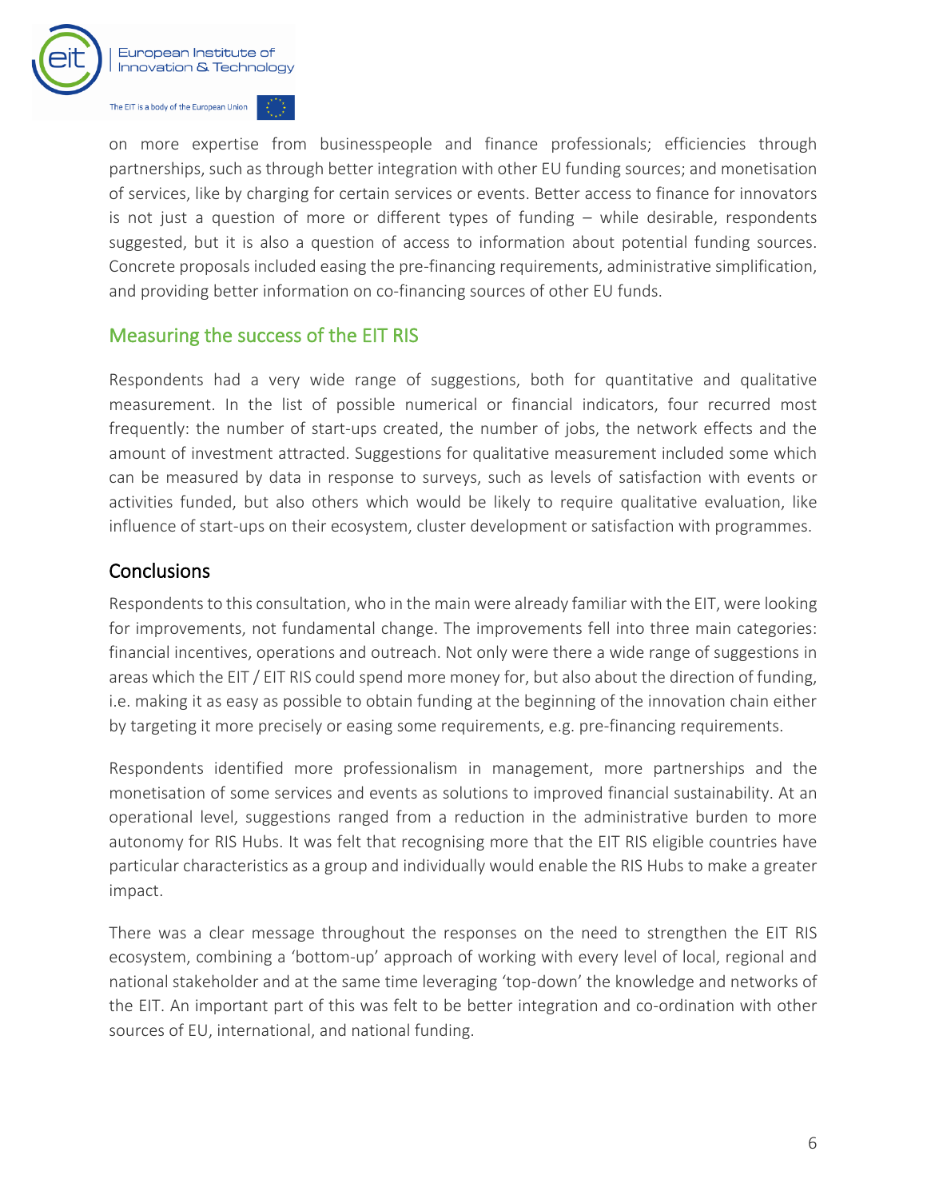on more expertise from businesspeople and finance professionals; efficiencies through partnerships, such as through better integration with other EU funding sources; and monetisation of services, like by charging for certain services or events. Better access to finance for innovators is not just a question of more or different types of funding – while desirable, respondents suggested, but it is also a question of access to information about potential funding sources. Concrete proposals included easing the pre-financing requirements, administrative simplification, and providing better information on co-financing sources of other EU funds.

## Measuring the success of the EIT RIS

Respondents had a very wide range of suggestions, both for quantitative and qualitative measurement. In the list of possible numerical or financial indicators, four recurred most frequently: the number of start-ups created, the number of jobs, the network effects and the amount of investment attracted. Suggestions for qualitative measurement included some which can be measured by data in response to surveys, such as levels of satisfaction with events or activities funded, but also others which would be likely to require qualitative evaluation, like influence of start-ups on their ecosystem, cluster development or satisfaction with programmes.

## Conclusions

Respondents to this consultation, who in the main were already familiar with the EIT, were looking for improvements, not fundamental change. The improvements fell into three main categories: financial incentives, operations and outreach. Not only were there a wide range of suggestions in areas which the EIT / EIT RIS could spend more money for, but also about the direction of funding, i.e. making it as easy as possible to obtain funding at the beginning of the innovation chain either by targeting it more precisely or easing some requirements, e.g. pre-financing requirements.

Respondents identified more professionalism in management, more partnerships and the monetisation of some services and events as solutions to improved financial sustainability. At an operational level, suggestions ranged from a reduction in the administrative burden to more autonomy for RIS Hubs. It was felt that recognising more that the EIT RIS eligible countries have particular characteristics as a group and individually would enable the RIS Hubs to make a greater impact.

There was a clear message throughout the responses on the need to strengthen the EIT RIS ecosystem, combining a 'bottom-up' approach of working with every level of local, regional and national stakeholder and at the same time leveraging 'top-down' the knowledge and networks of the EIT. An important part of this was felt to be better integration and co-ordination with other sources of EU, international, and national funding.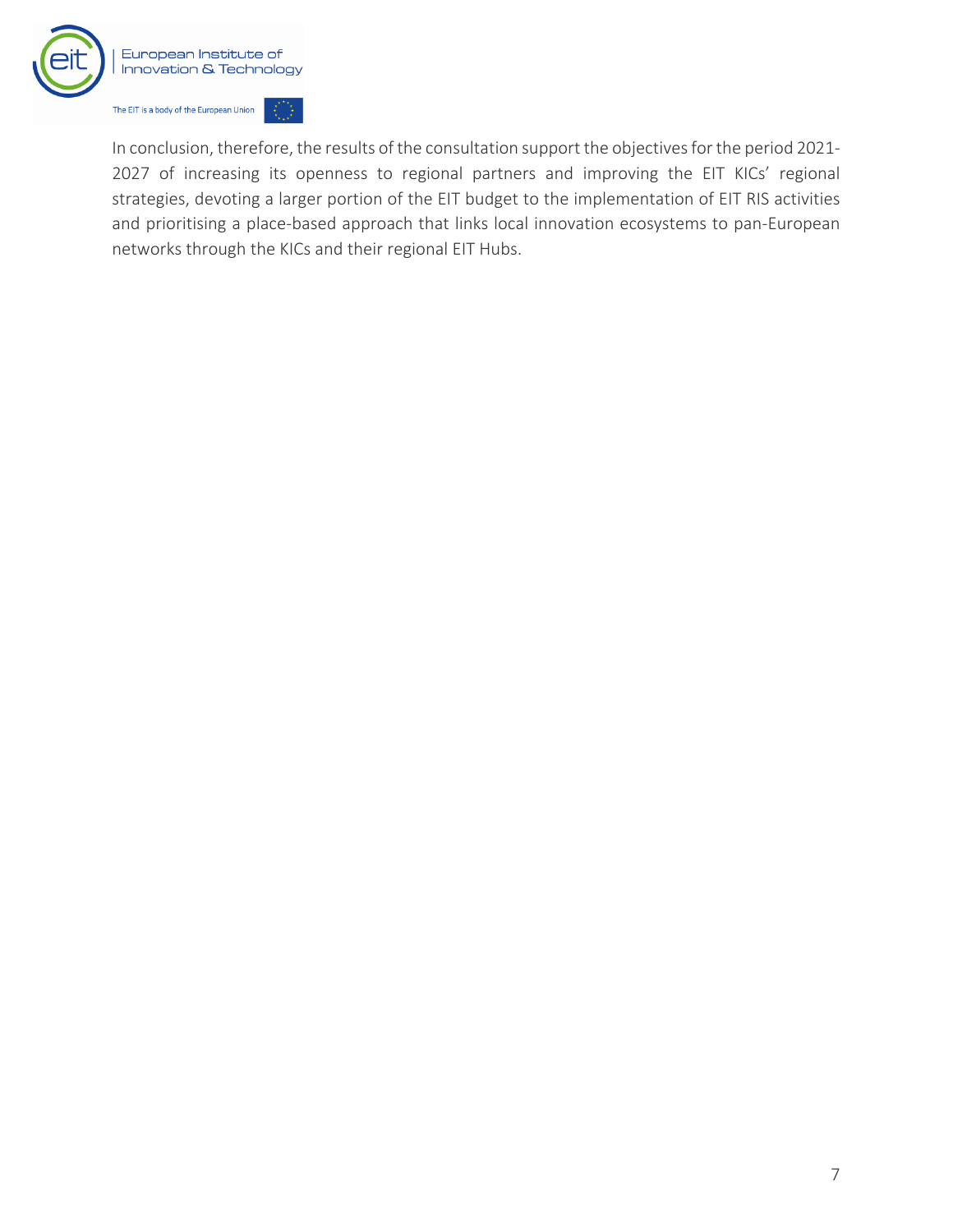In conclusion, therefore, the results of the consultation support the objectives for the period 2021-2027 of increasing its openness to regional partners and improving the EIT KICs' regional strategies, devoting a larger portion of the EIT budget to the implementation of EIT RIS activities and prioritising a place-based approach that links local innovation ecosystems to pan-European networks through the KICs and their regional EIT Hubs.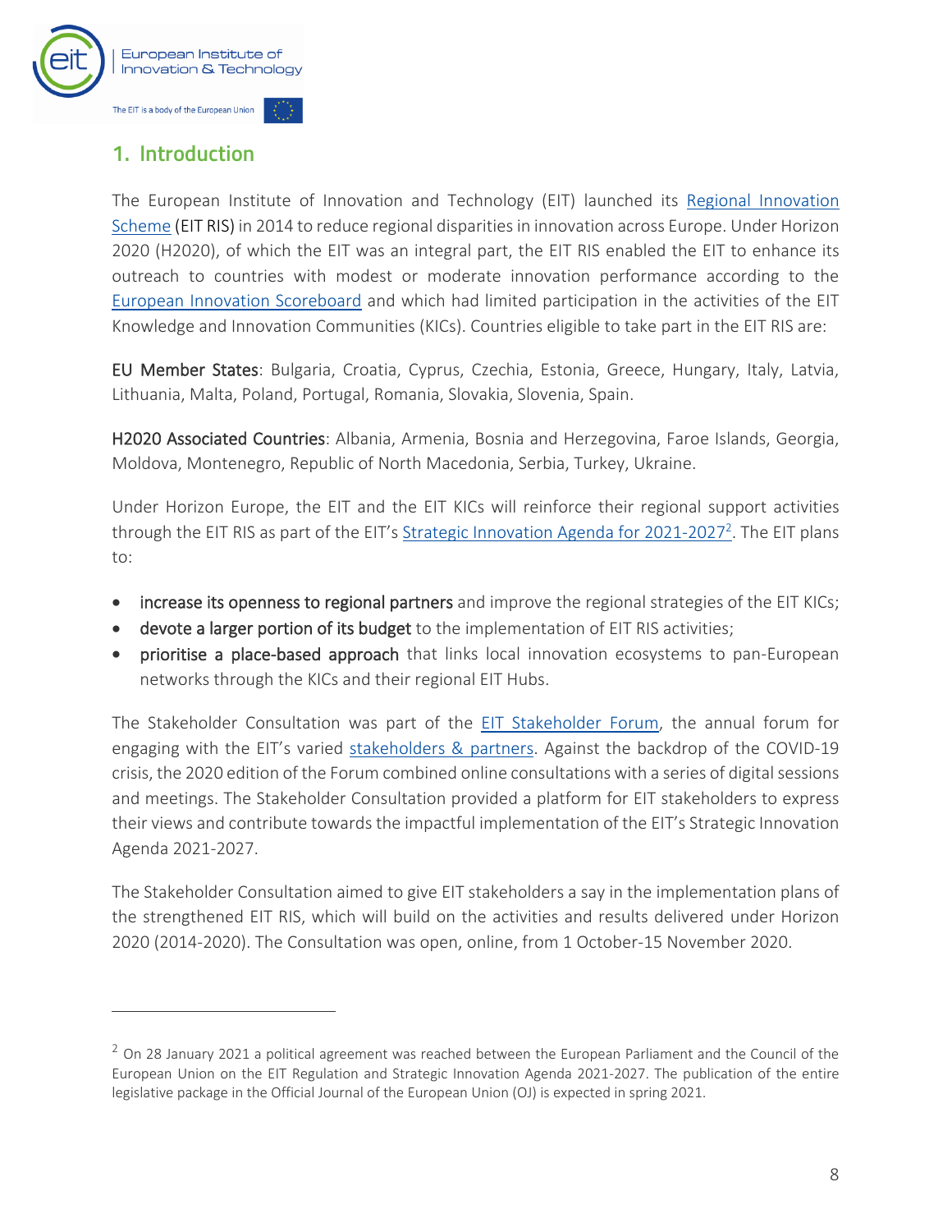## 1. Introduction

The European Institute of Innovation and Technology (EIT) launched its Regional Innovation Scheme (EIT RIS) in 2014 to reduce regional disparities in innovation across Europe. Under Horizon 2020 (H2020), of which the EIT was an integral part, the EIT RIS enabled the EIT to enhance its outreach to countries with modest or moderate innovation performance according to the European Innovation Scoreboard and which had limited participation in the activities of the EIT Knowledge and Innovation Communities (KICs). Countries eligible to take part in the EIT RIS are:

**EU Member States**: Bulgaria, Croatia, Cyprus, Czechia, Estonia, Greece, Hungary, Italy, Latvia, Lithuania, Malta, Poland, Portugal, Romania, Slovakia, Slovenia, Spain.

**H2020 Associated Countries**: Albania, Armenia, Bosnia and Herzegovina, Faroe Islands, Georgia, Moldova, Montenegro, Republic of North Macedonia, Serbia, Turkey, Ukraine.

Under Horizon Europe, the EIT and the EIT KICs will reinforce their regional support activities through the EIT RIS as part of the EIT's Strategic Innovation Agenda for 2021-2027[2]. The EIT plans to:

- **increase its openness to regional partners** and improve the regional strategies of the EIT KICs;
- **devote a larger portion of its budget** to the implementation of EIT RIS activities;
- **prioritise a place-based approach** that links local innovation ecosystems to pan-European networks through the KICs and their regional EIT Hubs.

The Stakeholder Consultation was part of the EIT Stakeholder Forum, the annual forum for engaging with the EIT's varied stakeholders & partners. Against the backdrop of the COVID-19 crisis, the 2020 edition of the Forum combined online consultations with a series of digital sessions and meetings. The Stakeholder Consultation provided a platform for EIT stakeholders to express their views and contribute towards the impactful implementation of the EIT's Strategic Innovation Agenda 2021-2027.

The Stakeholder Consultation aimed to give EIT stakeholders a say in the implementation plans of the strengthened EIT RIS, which will build on the activities and results delivered under Horizon 2020 (2014-2020). The Consultation was open, online, from 1 October-15 November 2020.

---

[2] On 28 January 2021 a political agreement was reached between the European Parliament and the Council of the European Union on the EIT Regulation and Strategic Innovation Agenda 2021-2027. The publication of the entire legislative package in the Official Journal of the European Union (OJ) is expected in spring 2021.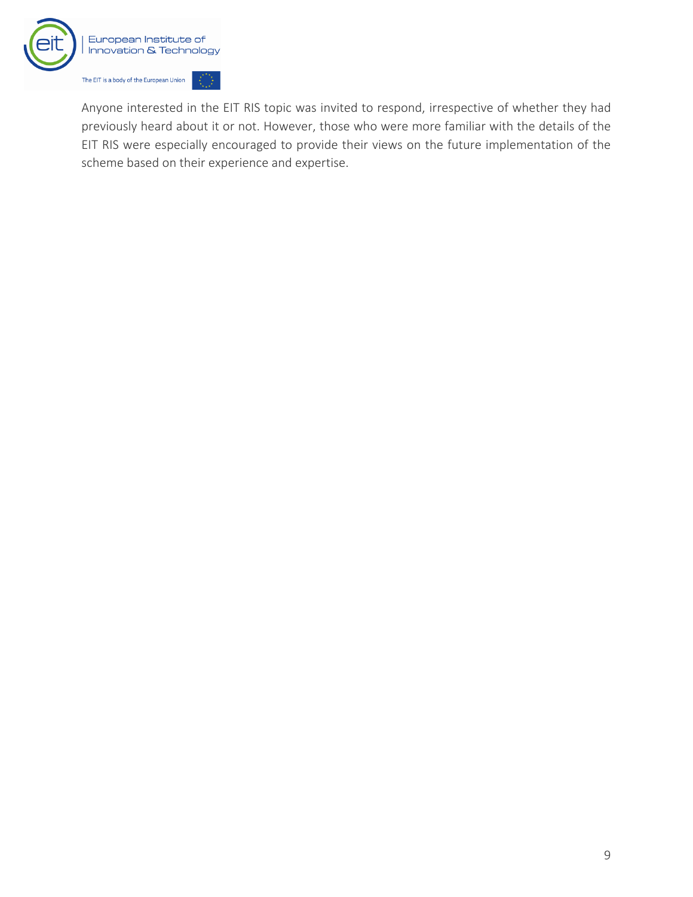Anyone interested in the EIT RIS topic was invited to respond, irrespective of whether they had previously heard about it or not. However, those who were more familiar with the details of the EIT RIS were especially encouraged to provide their views on the future implementation of the scheme based on their experience and expertise.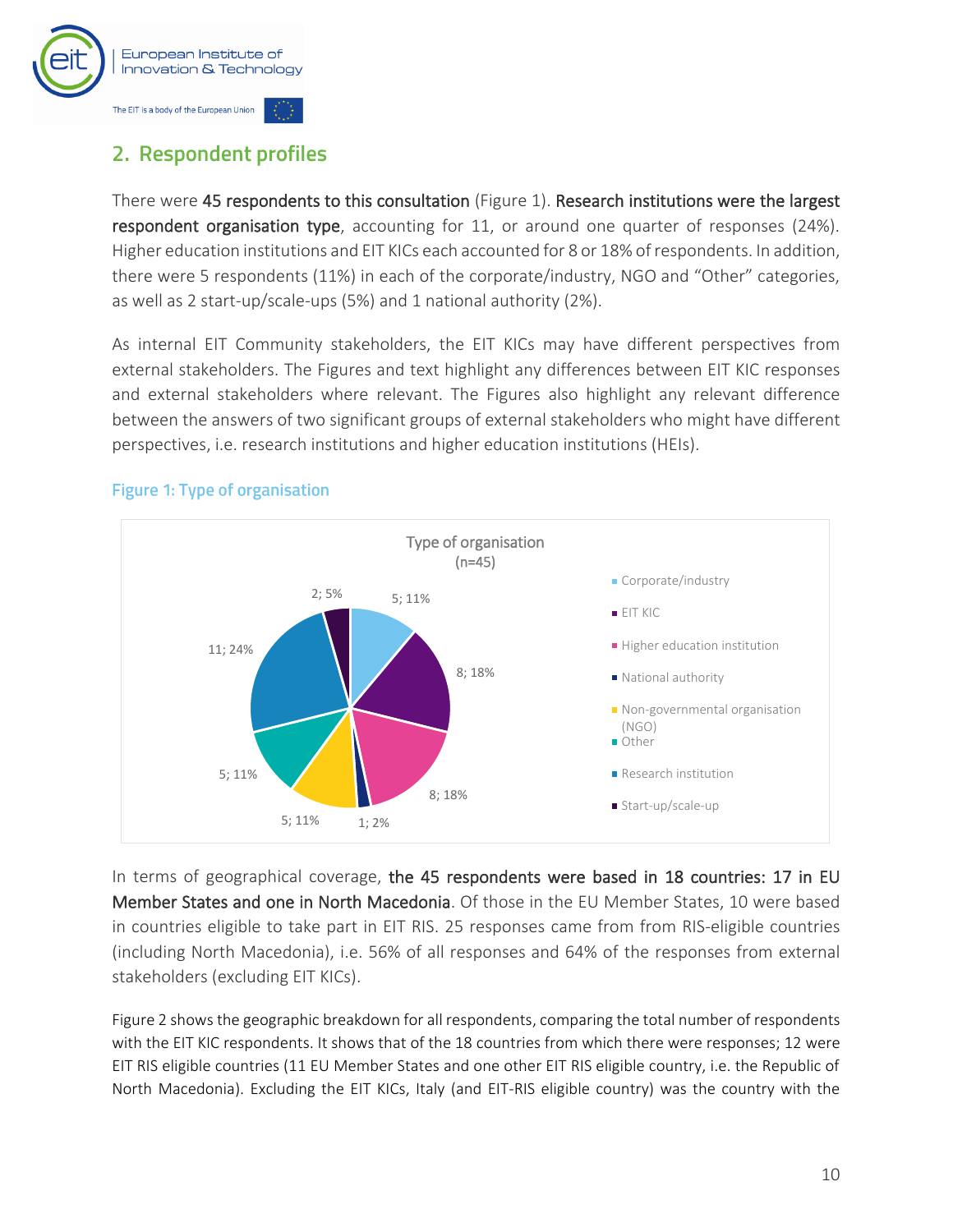## 2. Respondent profiles

There were **45 respondents to this consultation** (Figure 1). **Research institutions were the largest respondent organisation type**, accounting for 11, or around one quarter of responses (24%). Higher education institutions and EIT KICs each accounted for 8 or 18% of respondents. In addition, there were 5 respondents (11%) in each of the corporate/industry, NGO and "Other" categories, as well as 2 start-up/scale-ups (5%) and 1 national authority (2%).

As internal EIT Community stakeholders, the EIT KICs may have different perspectives from external stakeholders. The Figures and text highlight any differences between EIT KIC responses and external stakeholders where relevant. The Figures also highlight any relevant difference between the answers of two significant groups of external stakeholders who might have different perspectives, i.e. research institutions and higher education institutions (HEIs).

**Figure 1: Type of organisation**

Type of organisation (n=45)

| Type of organisation | Number; % |
|---|---|
| Corporate/industry | 5; 11% |
| EIT KIC | 8; 18% |
| Higher education institution | 8; 18% |
| National authority | 1; 2% |
| Non-governmental organisation (NGO) | 5; 11% |
| Other | 5; 11% |
| Research institution | 11; 24% |
| Start-up/scale-up | 2; 5% |

In terms of geographical coverage, **the 45 respondents were based in 18 countries: 17 in EU Member States and one in North Macedonia**. Of those in the EU Member States, 10 were based in countries eligible to take part in EIT RIS. 25 responses came from from RIS-eligible countries (including North Macedonia), i.e. 56% of all responses and 64% of the responses from external stakeholders (excluding EIT KICs).

Figure 2 shows the geographic breakdown for all respondents, comparing the total number of respondents with the EIT KIC respondents. It shows that of the 18 countries from which there were responses; 12 were EIT RIS eligible countries (11 EU Member States and one other EIT RIS eligible country, i.e. the Republic of North Macedonia). Excluding the EIT KICs, Italy (and EIT-RIS eligible country) was the country with the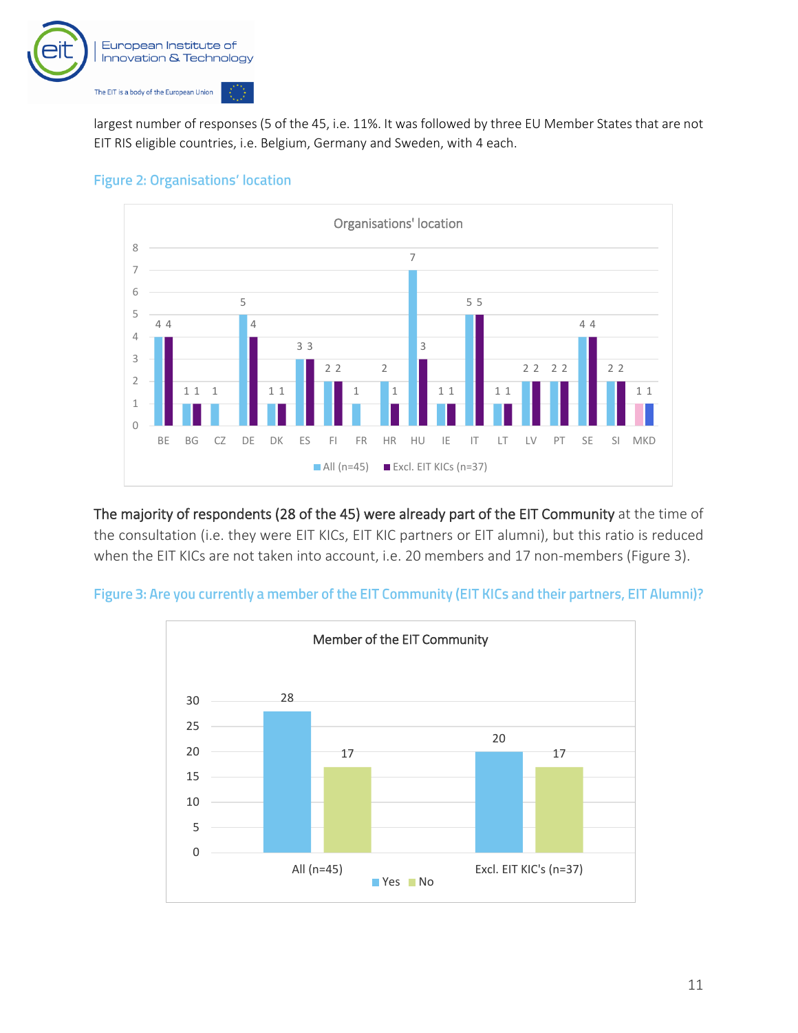largest number of responses (5 of the 45, i.e. 11%. It was followed by three EU Member States that are not EIT RIS eligible countries, i.e. Belgium, Germany and Sweden, with 4 each.

Figure 2: Organisations' location

| Country | All (n=45) | Excl. EIT KICs (n=37) |
|---|---|---|
| BE | 4 | 4 |
| BG | 1 | 1 |
| CZ | 1 | |
| DE | 5 | 4 |
| DK | 1 | 1 |
| ES | 3 | 3 |
| FI | 2 | 2 |
| FR | 1 | |
| HR | 2 | 1 |
| HU | 7 | 3 |
| IE | 1 | 1 |
| IT | 5 | 5 |
| LT | 1 | 1 |
| LV | 2 | 2 |
| PT | 2 | 2 |
| SE | 4 | 4 |
| SI | 2 | 2 |
| MKD | 1 | 1 |

**The majority of respondents (28 of the 45) were already part of the EIT Community** at the time of the consultation (i.e. they were EIT KICs, EIT KIC partners or EIT alumni), but this ratio is reduced when the EIT KICs are not taken into account, i.e. 20 members and 17 non-members (Figure 3).

Figure 3: Are you currently a member of the EIT Community (EIT KICs and their partners, EIT Alumni)?

| Member of the EIT Community | Yes | No |
|---|---|---|
| All (n=45) | 28 | 17 |
| Excl. EIT KIC's (n=37) | 20 | 17 |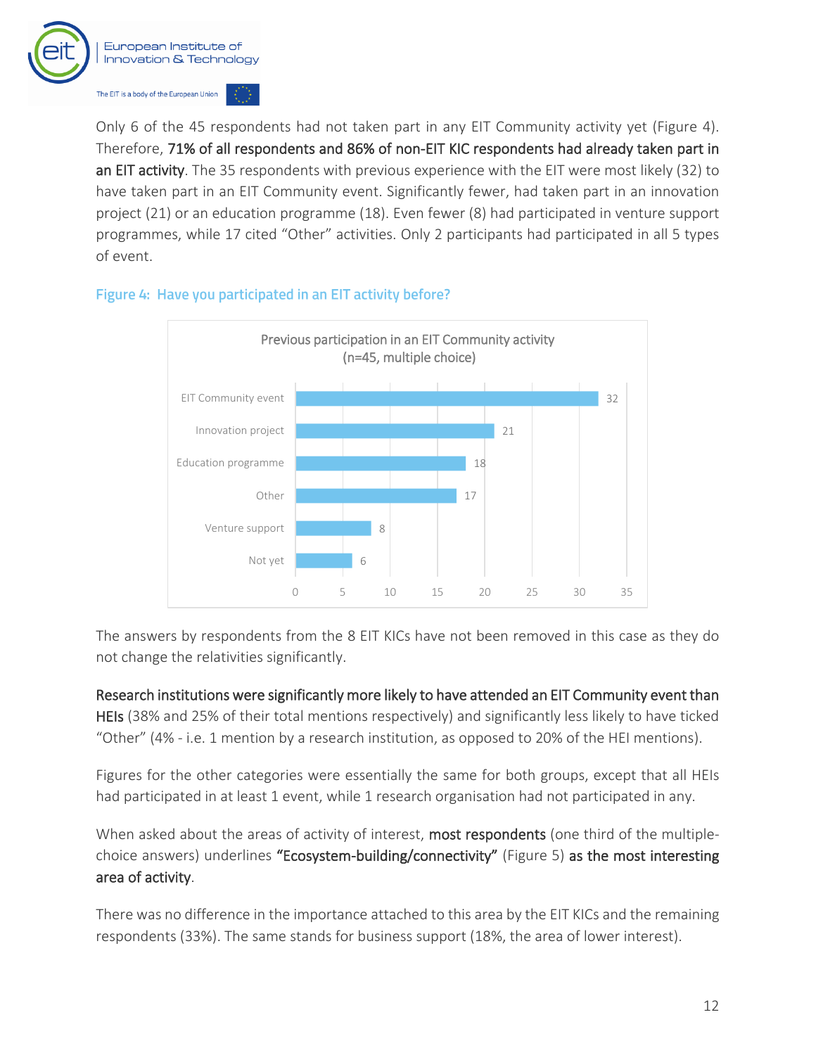Only 6 of the 45 respondents had not taken part in any EIT Community activity yet (Figure 4). Therefore, **71% of all respondents and 86% of non-EIT KIC respondents had already taken part in an EIT activity**. The 35 respondents with previous experience with the EIT were most likely (32) to have taken part in an EIT Community event. Significantly fewer, had taken part in an innovation project (21) or an education programme (18). Even fewer (8) had participated in venture support programmes, while 17 cited "Other" activities. Only 2 participants had participated in all 5 types of event.

**Figure 4: Have you participated in an EIT activity before?**

Previous participation in an EIT Community activity (n=45, multiple choice)

| Activity | Count |
| --- | --- |
| EIT Community event | 32 |
| Innovation project | 21 |
| Education programme | 18 |
| Other | 17 |
| Venture support | 8 |
| Not yet | 6 |

The answers by respondents from the 8 EIT KICs have not been removed in this case as they do not change the relativities significantly.

**Research institutions were significantly more likely to have attended an EIT Community event than HEIs** (38% and 25% of their total mentions respectively) and significantly less likely to have ticked "Other" (4% - i.e. 1 mention by a research institution, as opposed to 20% of the HEI mentions).

Figures for the other categories were essentially the same for both groups, except that all HEIs had participated in at least 1 event, while 1 research organisation had not participated in any.

When asked about the areas of activity of interest, **most respondents** (one third of the multiple-choice answers) underlines **"Ecosystem-building/connectivity"** (Figure 5) **as the most interesting area of activity**.

There was no difference in the importance attached to this area by the EIT KICs and the remaining respondents (33%). The same stands for business support (18%, the area of lower interest).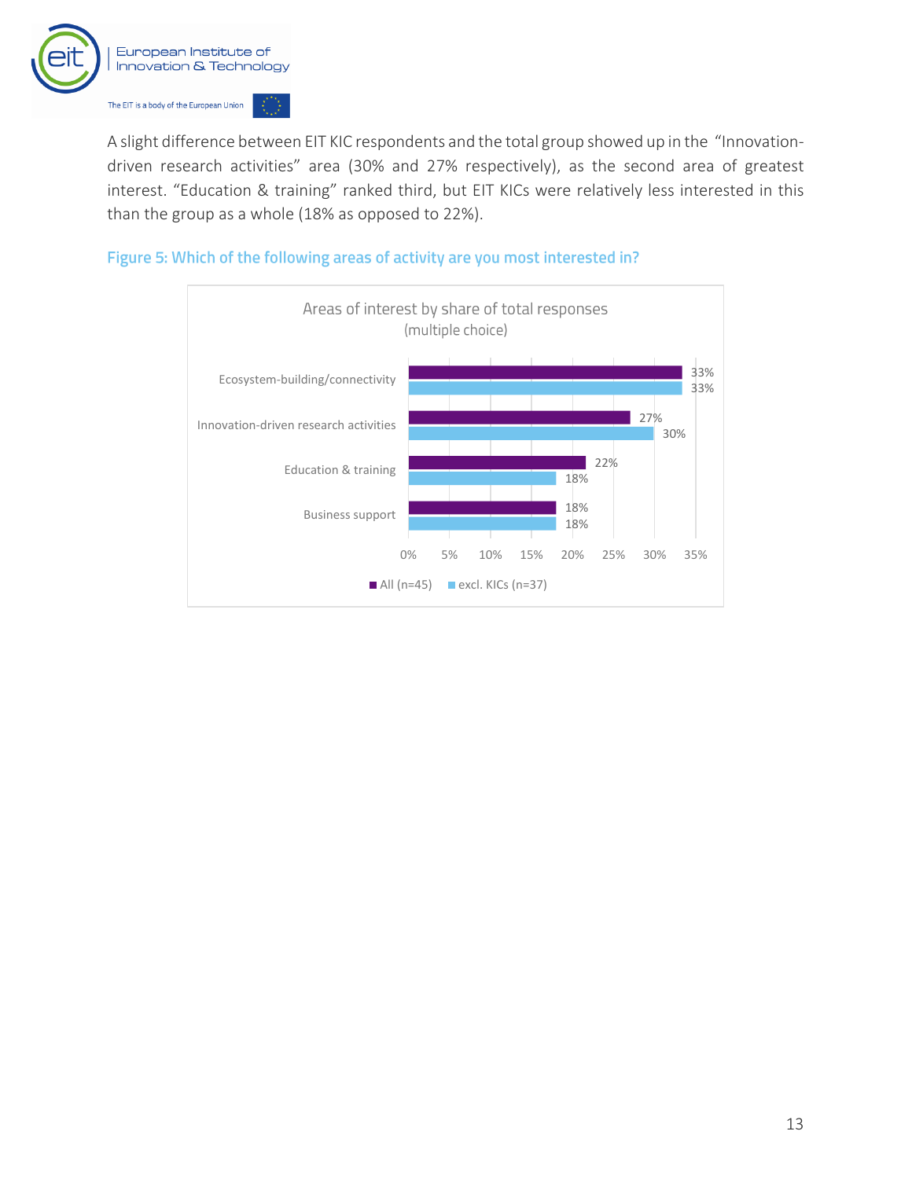A slight difference between EIT KIC respondents and the total group showed up in the "Innovation-driven research activities" area (30% and 27% respectively), as the second area of greatest interest. "Education & training" ranked third, but EIT KICs were relatively less interested in this than the group as a whole (18% as opposed to 22%).

**Figure 5: Which of the following areas of activity are you most interested in?**

Areas of interest by share of total responses (multiple choice)

| Area | All (n=45) | excl. KICs (n=37) |
| --- | --- | --- |
| Ecosystem-building/connectivity | 33% | 33% |
| Innovation-driven research activities | 27% | 30% |
| Education & training | 22% | 18% |
| Business support | 18% | 18% |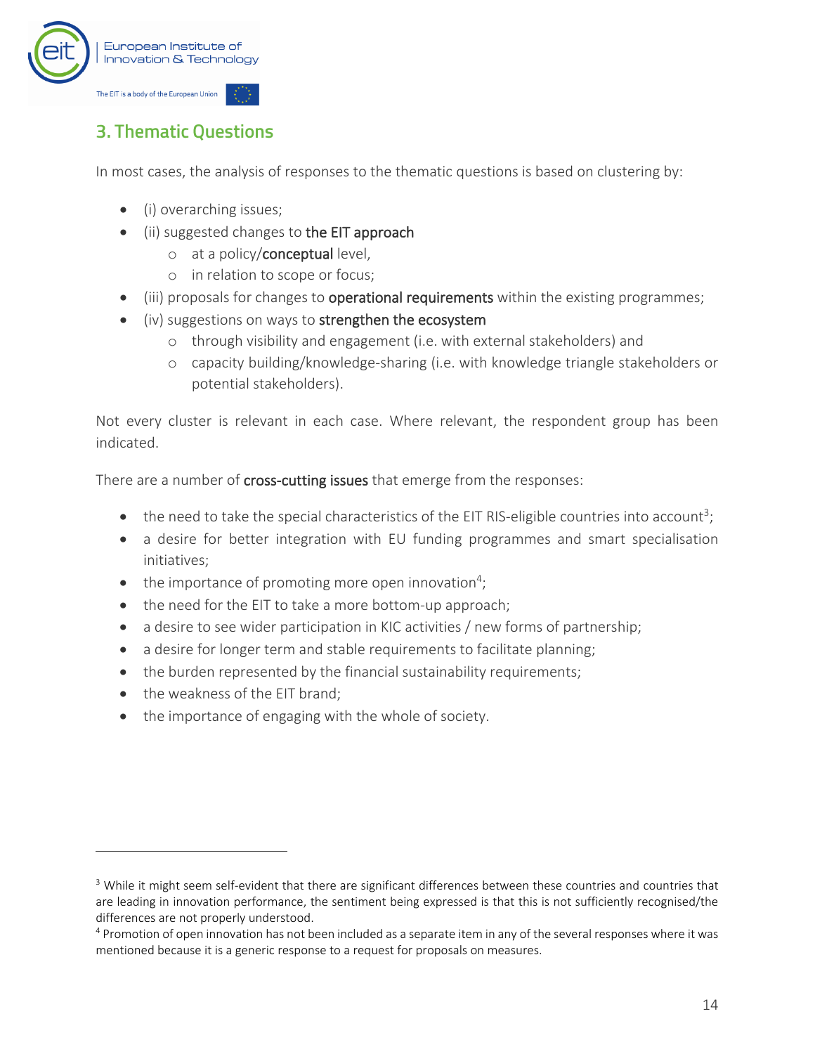## 3. Thematic Questions

In most cases, the analysis of responses to the thematic questions is based on clustering by:

- (i) overarching issues;
- (ii) suggested changes to **the EIT approach**
  - at a policy/**conceptual** level,
  - in relation to scope or focus;
- (iii) proposals for changes to **operational requirements** within the existing programmes;
- (iv) suggestions on ways to **strengthen the ecosystem**
  - through visibility and engagement (i.e. with external stakeholders) and
  - capacity building/knowledge-sharing (i.e. with knowledge triangle stakeholders or potential stakeholders).

Not every cluster is relevant in each case. Where relevant, the respondent group has been indicated.

There are a number of **cross-cutting issues** that emerge from the responses:

- the need to take the special characteristics of the EIT RIS-eligible countries into account[3];
- a desire for better integration with EU funding programmes and smart specialisation initiatives;
- the importance of promoting more open innovation[4];
- the need for the EIT to take a more bottom-up approach;
- a desire to see wider participation in KIC activities / new forms of partnership;
- a desire for longer term and stable requirements to facilitate planning;
- the burden represented by the financial sustainability requirements;
- the weakness of the EIT brand;
- the importance of engaging with the whole of society.

---

[3] While it might seem self-evident that there are significant differences between these countries and countries that are leading in innovation performance, the sentiment being expressed is that this is not sufficiently recognised/the differences are not properly understood.

[4] Promotion of open innovation has not been included as a separate item in any of the several responses where it was mentioned because it is a generic response to a request for proposals on measures.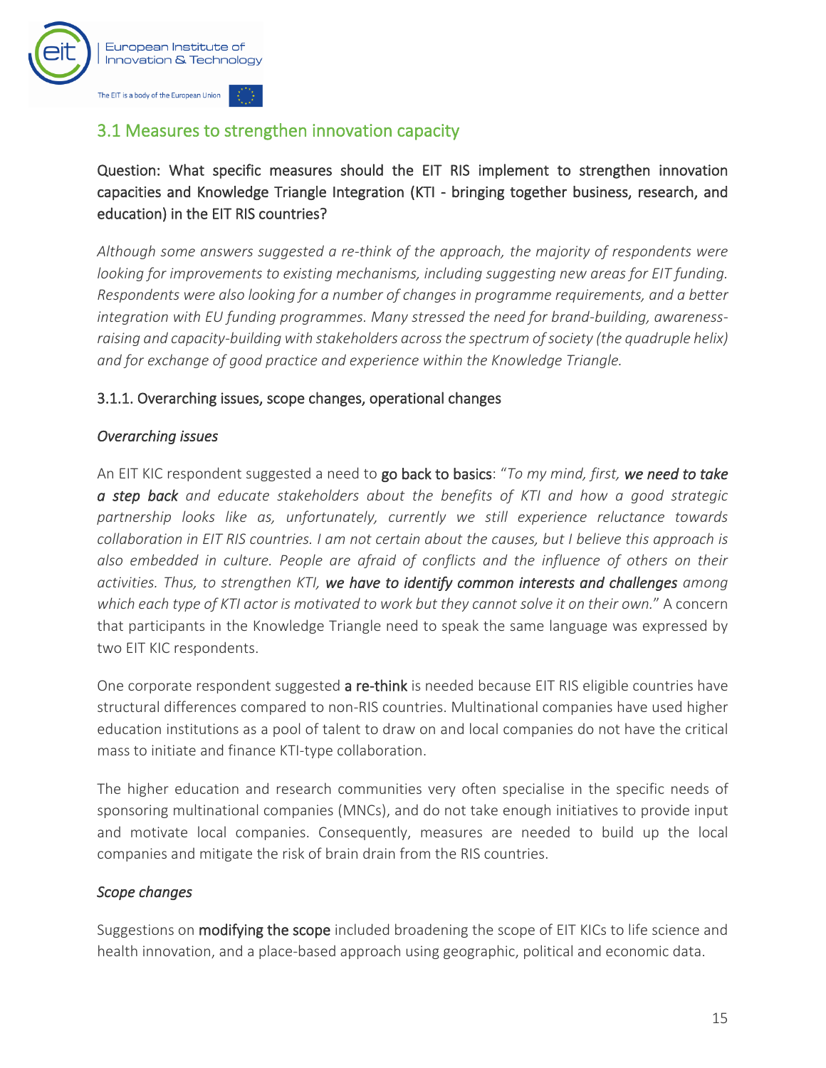## 3.1 Measures to strengthen innovation capacity

**Question: What specific measures should the EIT RIS implement to strengthen innovation capacities and Knowledge Triangle Integration (KTI - bringing together business, research, and education) in the EIT RIS countries?**

*Although some answers suggested a re-think of the approach, the majority of respondents were looking for improvements to existing mechanisms, including suggesting new areas for EIT funding. Respondents were also looking for a number of changes in programme requirements, and a better integration with EU funding programmes. Many stressed the need for brand-building, awareness-raising and capacity-building with stakeholders across the spectrum of society (the quadruple helix) and for exchange of good practice and experience within the Knowledge Triangle.*

### 3.1.1. Overarching issues, scope changes, operational changes

*Overarching issues*

An EIT KIC respondent suggested a need to **go back to basics**: "*To my mind, first, **we need to take a step back** and educate stakeholders about the benefits of KTI and how a good strategic partnership looks like as, unfortunately, currently we still experience reluctance towards collaboration in EIT RIS countries. I am not certain about the causes, but I believe this approach is also embedded in culture. People are afraid of conflicts and the influence of others on their activities. Thus, to strengthen KTI, **we have to identify common interests and challenges** among which each type of KTI actor is motivated to work but they cannot solve it on their own.*" A concern that participants in the Knowledge Triangle need to speak the same language was expressed by two EIT KIC respondents.

One corporate respondent suggested **a re-think** is needed because EIT RIS eligible countries have structural differences compared to non-RIS countries. Multinational companies have used higher education institutions as a pool of talent to draw on and local companies do not have the critical mass to initiate and finance KTI-type collaboration.

The higher education and research communities very often specialise in the specific needs of sponsoring multinational companies (MNCs), and do not take enough initiatives to provide input and motivate local companies. Consequently, measures are needed to build up the local companies and mitigate the risk of brain drain from the RIS countries.

*Scope changes*

Suggestions on **modifying the scope** included broadening the scope of EIT KICs to life science and health innovation, and a place-based approach using geographic, political and economic data.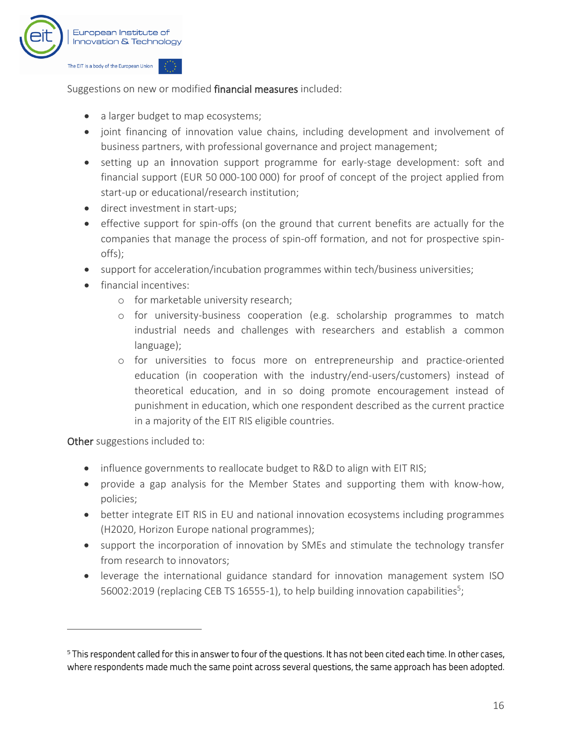Suggestions on new or modified **financial measures** included:

- a larger budget to map ecosystems;
- joint financing of innovation value chains, including development and involvement of business partners, with professional governance and project management;
- setting up an innovation support programme for early-stage development: soft and financial support (EUR 50 000-100 000) for proof of concept of the project applied from start-up or educational/research institution;
- direct investment in start-ups;
- effective support for spin-offs (on the ground that current benefits are actually for the companies that manage the process of spin-off formation, and not for prospective spin-offs);
- support for acceleration/incubation programmes within tech/business universities;
- financial incentives:
  - for marketable university research;
  - for university-business cooperation (e.g. scholarship programmes to match industrial needs and challenges with researchers and establish a common language);
  - for universities to focus more on entrepreneurship and practice-oriented education (in cooperation with the industry/end-users/customers) instead of theoretical education, and in so doing promote encouragement instead of punishment in education, which one respondent described as the current practice in a majority of the EIT RIS eligible countries.

**Other** suggestions included to:

- influence governments to reallocate budget to R&D to align with EIT RIS;
- provide a gap analysis for the Member States and supporting them with know-how, policies;
- better integrate EIT RIS in EU and national innovation ecosystems including programmes (H2020, Horizon Europe national programmes);
- support the incorporation of innovation by SMEs and stimulate the technology transfer from research to innovators;
- leverage the international guidance standard for innovation management system ISO 56002:2019 (replacing CEB TS 16555-1), to help building innovation capabilities[5];

[5] This respondent called for this in answer to four of the questions. It has not been cited each time. In other cases, where respondents made much the same point across several questions, the same approach has been adopted.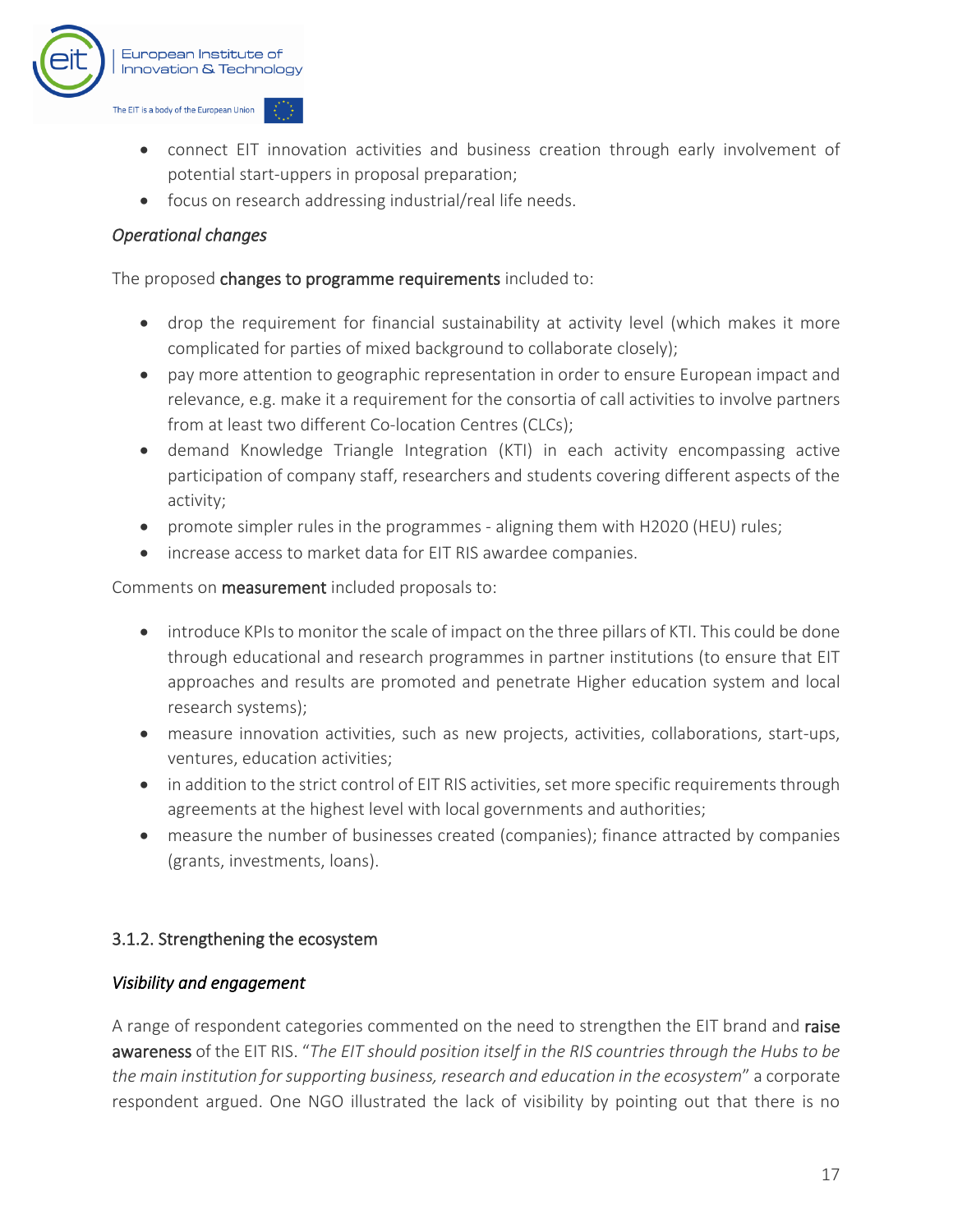- connect EIT innovation activities and business creation through early involvement of potential start-uppers in proposal preparation;
- focus on research addressing industrial/real life needs.

*Operational changes*

The proposed changes to programme requirements included to:

- drop the requirement for financial sustainability at activity level (which makes it more complicated for parties of mixed background to collaborate closely);
- pay more attention to geographic representation in order to ensure European impact and relevance, e.g. make it a requirement for the consortia of call activities to involve partners from at least two different Co-location Centres (CLCs);
- demand Knowledge Triangle Integration (KTI) in each activity encompassing active participation of company staff, researchers and students covering different aspects of the activity;
- promote simpler rules in the programmes - aligning them with H2020 (HEU) rules;
- increase access to market data for EIT RIS awardee companies.

Comments on measurement included proposals to:

- introduce KPIs to monitor the scale of impact on the three pillars of KTI. This could be done through educational and research programmes in partner institutions (to ensure that EIT approaches and results are promoted and penetrate Higher education system and local research systems);
- measure innovation activities, such as new projects, activities, collaborations, start-ups, ventures, education activities;
- in addition to the strict control of EIT RIS activities, set more specific requirements through agreements at the highest level with local governments and authorities;
- measure the number of businesses created (companies); finance attracted by companies (grants, investments, loans).

### 3.1.2. Strengthening the ecosystem

*Visibility and engagement*

A range of respondent categories commented on the need to strengthen the EIT brand and raise awareness of the EIT RIS. "*The EIT should position itself in the RIS countries through the Hubs to be the main institution for supporting business, research and education in the ecosystem*" a corporate respondent argued. One NGO illustrated the lack of visibility by pointing out that there is no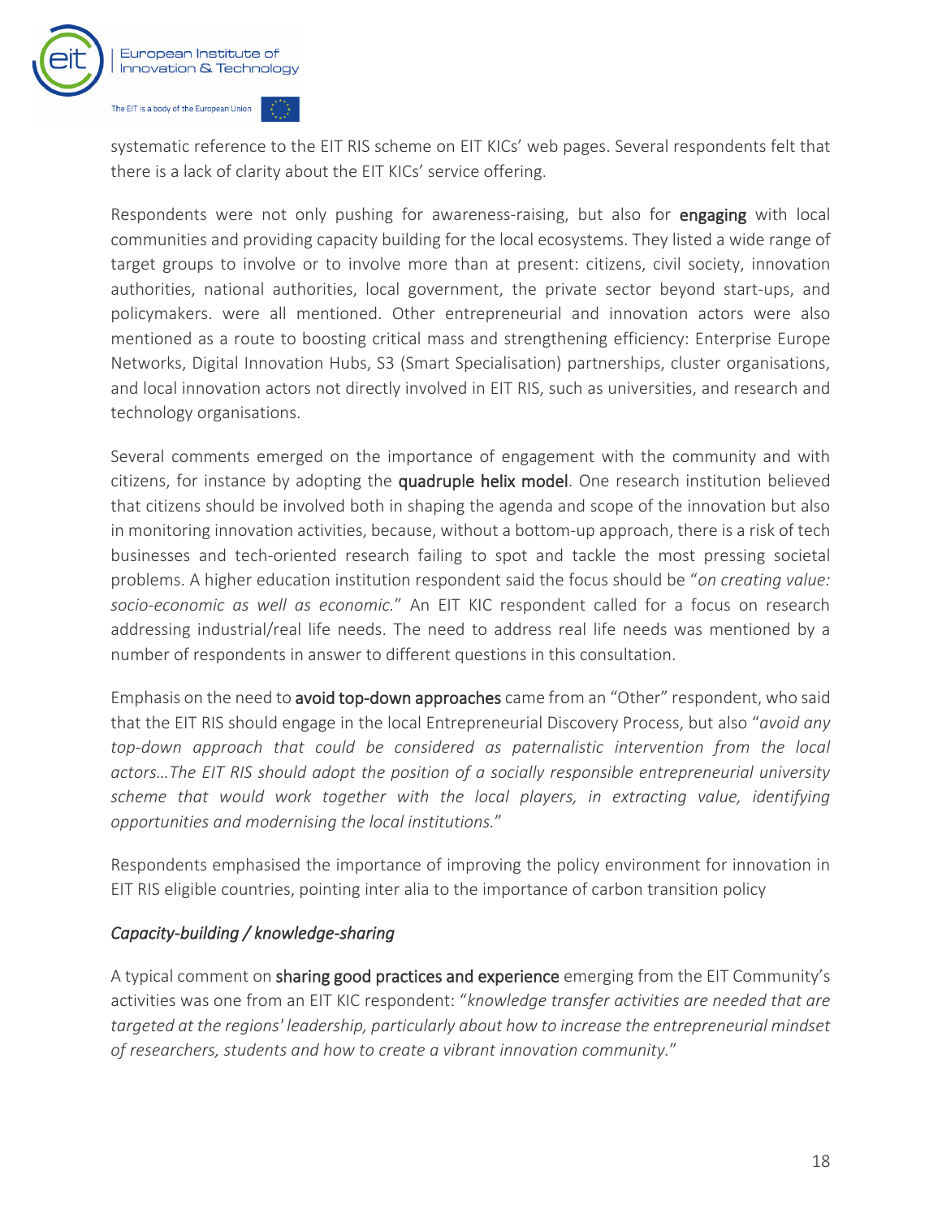systematic reference to the EIT RIS scheme on EIT KICs' web pages. Several respondents felt that there is a lack of clarity about the EIT KICs' service offering.

Respondents were not only pushing for awareness-raising, but also for **engaging** with local communities and providing capacity building for the local ecosystems. They listed a wide range of target groups to involve or to involve more than at present: citizens, civil society, innovation authorities, national authorities, local government, the private sector beyond start-ups, and policymakers. were all mentioned. Other entrepreneurial and innovation actors were also mentioned as a route to boosting critical mass and strengthening efficiency: Enterprise Europe Networks, Digital Innovation Hubs, S3 (Smart Specialisation) partnerships, cluster organisations, and local innovation actors not directly involved in EIT RIS, such as universities, and research and technology organisations.

Several comments emerged on the importance of engagement with the community and with citizens, for instance by adopting the **quadruple helix model**. One research institution believed that citizens should be involved both in shaping the agenda and scope of the innovation but also in monitoring innovation activities, because, without a bottom-up approach, there is a risk of tech businesses and tech-oriented research failing to spot and tackle the most pressing societal problems. A higher education institution respondent said the focus should be "*on creating value: socio-economic as well as economic.*" An EIT KIC respondent called for a focus on research addressing industrial/real life needs. The need to address real life needs was mentioned by a number of respondents in answer to different questions in this consultation.

Emphasis on the need to **avoid top-down approaches** came from an "Other" respondent, who said that the EIT RIS should engage in the local Entrepreneurial Discovery Process, but also "*avoid any top-down approach that could be considered as paternalistic intervention from the local actors…The EIT RIS should adopt the position of a socially responsible entrepreneurial university scheme that would work together with the local players, in extracting value, identifying opportunities and modernising the local institutions.*"

Respondents emphasised the importance of improving the policy environment for innovation in EIT RIS eligible countries, pointing inter alia to the importance of carbon transition policy

*Capacity-building / knowledge-sharing*

A typical comment on **sharing good practices and experience** emerging from the EIT Community's activities was one from an EIT KIC respondent: "*knowledge transfer activities are needed that are targeted at the regions' leadership, particularly about how to increase the entrepreneurial mindset of researchers, students and how to create a vibrant innovation community.*"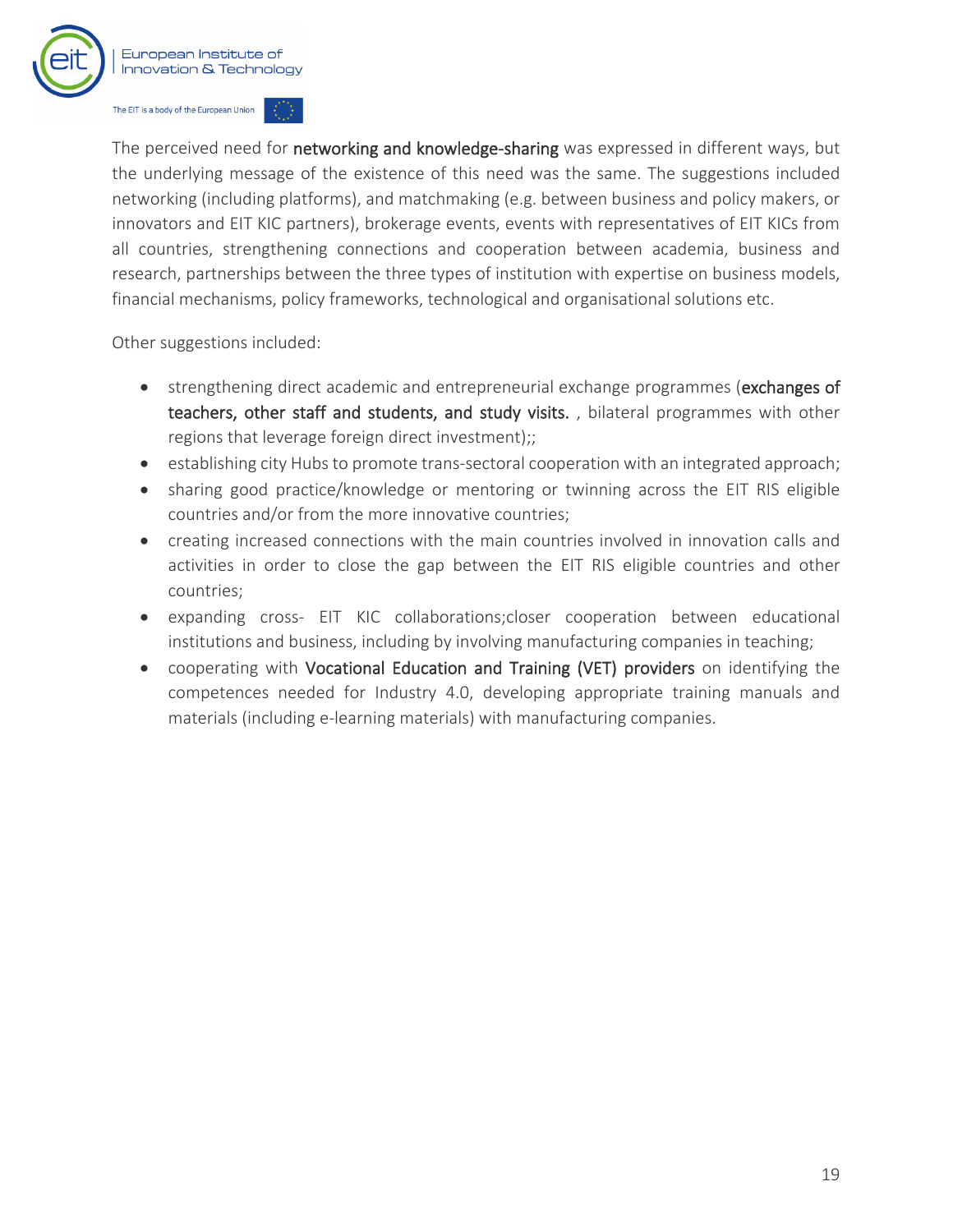The perceived need for **networking and knowledge-sharing** was expressed in different ways, but the underlying message of the existence of this need was the same. The suggestions included networking (including platforms), and matchmaking (e.g. between business and policy makers, or innovators and EIT KIC partners), brokerage events, events with representatives of EIT KICs from all countries, strengthening connections and cooperation between academia, business and research, partnerships between the three types of institution with expertise on business models, financial mechanisms, policy frameworks, technological and organisational solutions etc.

Other suggestions included:

- strengthening direct academic and entrepreneurial exchange programmes (**exchanges of teachers, other staff and students, and study visits.** , bilateral programmes with other regions that leverage foreign direct investment);;
- establishing city Hubs to promote trans-sectoral cooperation with an integrated approach;
- sharing good practice/knowledge or mentoring or twinning across the EIT RIS eligible countries and/or from the more innovative countries;
- creating increased connections with the main countries involved in innovation calls and activities in order to close the gap between the EIT RIS eligible countries and other countries;
- expanding cross- EIT KIC collaborations;closer cooperation between educational institutions and business, including by involving manufacturing companies in teaching;
- cooperating with **Vocational Education and Training (VET) providers** on identifying the competences needed for Industry 4.0, developing appropriate training manuals and materials (including e-learning materials) with manufacturing companies.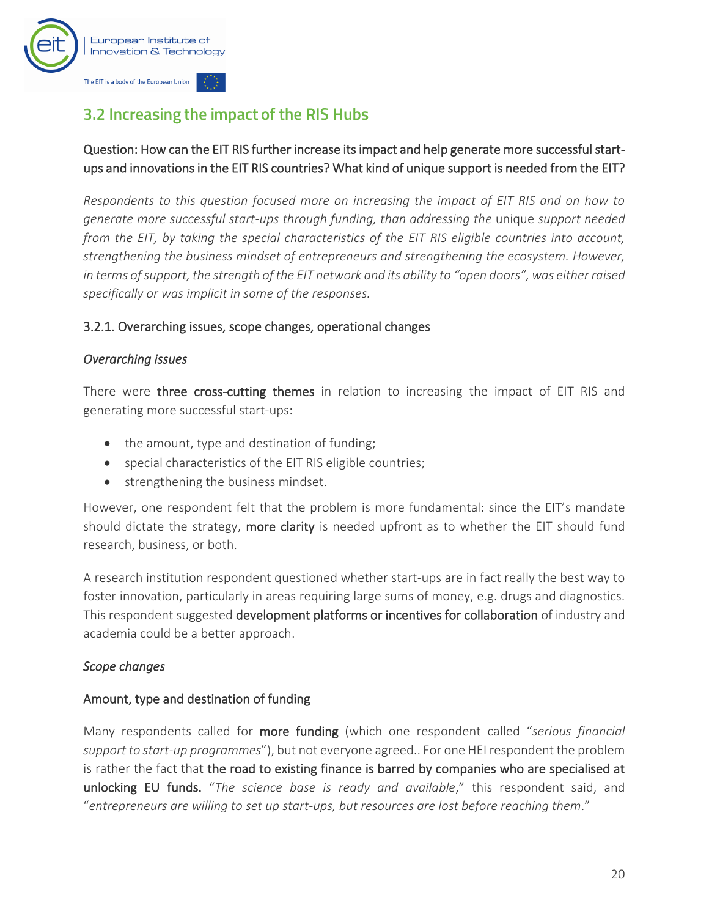## 3.2 Increasing the impact of the RIS Hubs

**Question: How can the EIT RIS further increase its impact and help generate more successful start-ups and innovations in the EIT RIS countries? What kind of unique support is needed from the EIT?**

*Respondents to this question focused more on increasing the impact of EIT RIS and on how to generate more successful start-ups through funding, than addressing the* unique *support needed from the EIT, by taking the special characteristics of the EIT RIS eligible countries into account, strengthening the business mindset of entrepreneurs and strengthening the ecosystem. However, in terms of support, the strength of the EIT network and its ability to "open doors", was either raised specifically or was implicit in some of the responses.*

### 3.2.1. Overarching issues, scope changes, operational changes

*Overarching issues*

There were **three cross-cutting themes** in relation to increasing the impact of EIT RIS and generating more successful start-ups:

- the amount, type and destination of funding;
- special characteristics of the EIT RIS eligible countries;
- strengthening the business mindset.

However, one respondent felt that the problem is more fundamental: since the EIT's mandate should dictate the strategy, **more clarity** is needed upfront as to whether the EIT should fund research, business, or both.

A research institution respondent questioned whether start-ups are in fact really the best way to foster innovation, particularly in areas requiring large sums of money, e.g. drugs and diagnostics. This respondent suggested **development platforms or incentives for collaboration** of industry and academia could be a better approach.

*Scope changes*

**Amount, type and destination of funding**

Many respondents called for **more funding** (which one respondent called "*serious financial support to start-up programmes*"), but not everyone agreed.. For one HEI respondent the problem is rather the fact that **the road to existing finance is barred by companies who are specialised at unlocking EU funds.** "*The science base is ready and available*," this respondent said, and "*entrepreneurs are willing to set up start-ups, but resources are lost before reaching them*."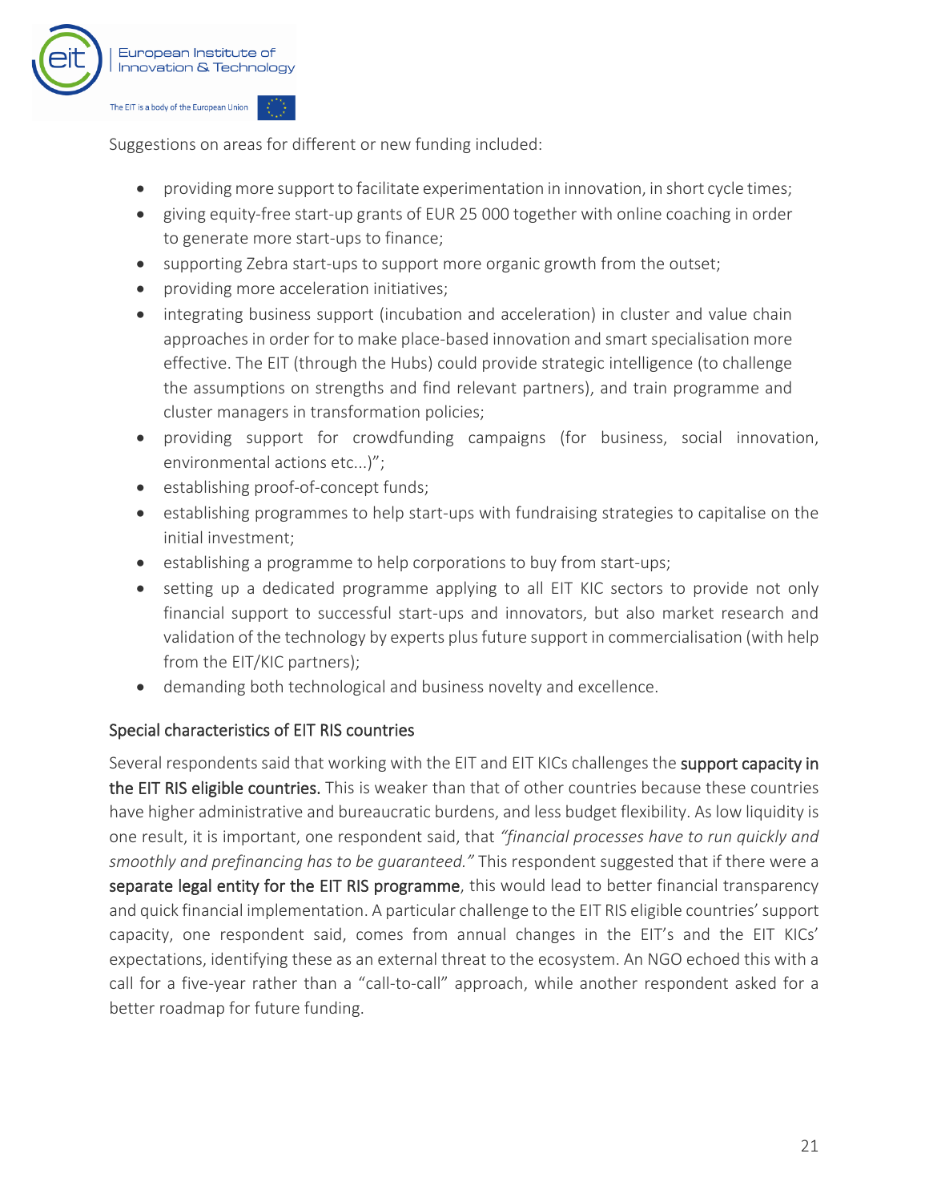Suggestions on areas for different or new funding included:

- providing more support to facilitate experimentation in innovation, in short cycle times;
- giving equity-free start-up grants of EUR 25 000 together with online coaching in order to generate more start-ups to finance;
- supporting Zebra start-ups to support more organic growth from the outset;
- providing more acceleration initiatives;
- integrating business support (incubation and acceleration) in cluster and value chain approaches in order for to make place-based innovation and smart specialisation more effective. The EIT (through the Hubs) could provide strategic intelligence (to challenge the assumptions on strengths and find relevant partners), and train programme and cluster managers in transformation policies;
- providing support for crowdfunding campaigns (for business, social innovation, environmental actions etc...)";
- establishing proof-of-concept funds;
- establishing programmes to help start-ups with fundraising strategies to capitalise on the initial investment;
- establishing a programme to help corporations to buy from start-ups;
- setting up a dedicated programme applying to all EIT KIC sectors to provide not only financial support to successful start-ups and innovators, but also market research and validation of the technology by experts plus future support in commercialisation (with help from the EIT/KIC partners);
- demanding both technological and business novelty and excellence.

## Special characteristics of EIT RIS countries

Several respondents said that working with the EIT and EIT KICs challenges the **support capacity in the EIT RIS eligible countries.** This is weaker than that of other countries because these countries have higher administrative and bureaucratic burdens, and less budget flexibility. As low liquidity is one result, it is important, one respondent said, that *"financial processes have to run quickly and smoothly and prefinancing has to be guaranteed."* This respondent suggested that if there were a **separate legal entity for the EIT RIS programme**, this would lead to better financial transparency and quick financial implementation. A particular challenge to the EIT RIS eligible countries' support capacity, one respondent said, comes from annual changes in the EIT's and the EIT KICs' expectations, identifying these as an external threat to the ecosystem. An NGO echoed this with a call for a five-year rather than a "call-to-call" approach, while another respondent asked for a better roadmap for future funding.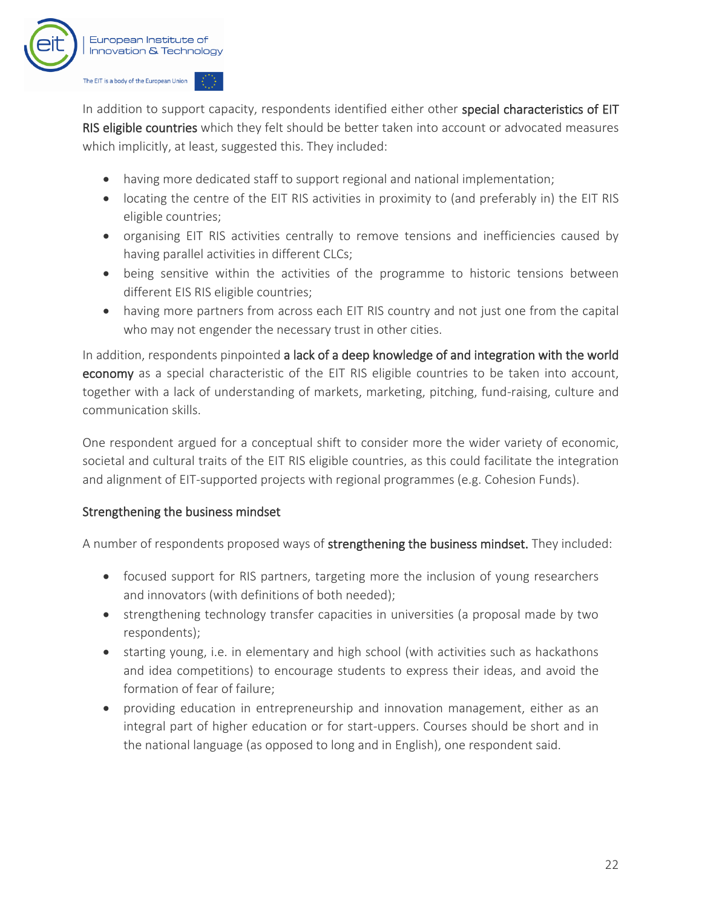In addition to support capacity, respondents identified either other **special characteristics of EIT RIS eligible countries** which they felt should be better taken into account or advocated measures which implicitly, at least, suggested this. They included:

- having more dedicated staff to support regional and national implementation;
- locating the centre of the EIT RIS activities in proximity to (and preferably in) the EIT RIS eligible countries;
- organising EIT RIS activities centrally to remove tensions and inefficiencies caused by having parallel activities in different CLCs;
- being sensitive within the activities of the programme to historic tensions between different EIS RIS eligible countries;
- having more partners from across each EIT RIS country and not just one from the capital who may not engender the necessary trust in other cities.

In addition, respondents pinpointed **a lack of a deep knowledge of and integration with the world economy** as a special characteristic of the EIT RIS eligible countries to be taken into account, together with a lack of understanding of markets, marketing, pitching, fund-raising, culture and communication skills.

One respondent argued for a conceptual shift to consider more the wider variety of economic, societal and cultural traits of the EIT RIS eligible countries, as this could facilitate the integration and alignment of EIT-supported projects with regional programmes (e.g. Cohesion Funds).

### Strengthening the business mindset

A number of respondents proposed ways of **strengthening the business mindset.** They included:

- focused support for RIS partners, targeting more the inclusion of young researchers and innovators (with definitions of both needed);
- strengthening technology transfer capacities in universities (a proposal made by two respondents);
- starting young, i.e. in elementary and high school (with activities such as hackathons and idea competitions) to encourage students to express their ideas, and avoid the formation of fear of failure;
- providing education in entrepreneurship and innovation management, either as an integral part of higher education or for start-uppers. Courses should be short and in the national language (as opposed to long and in English), one respondent said.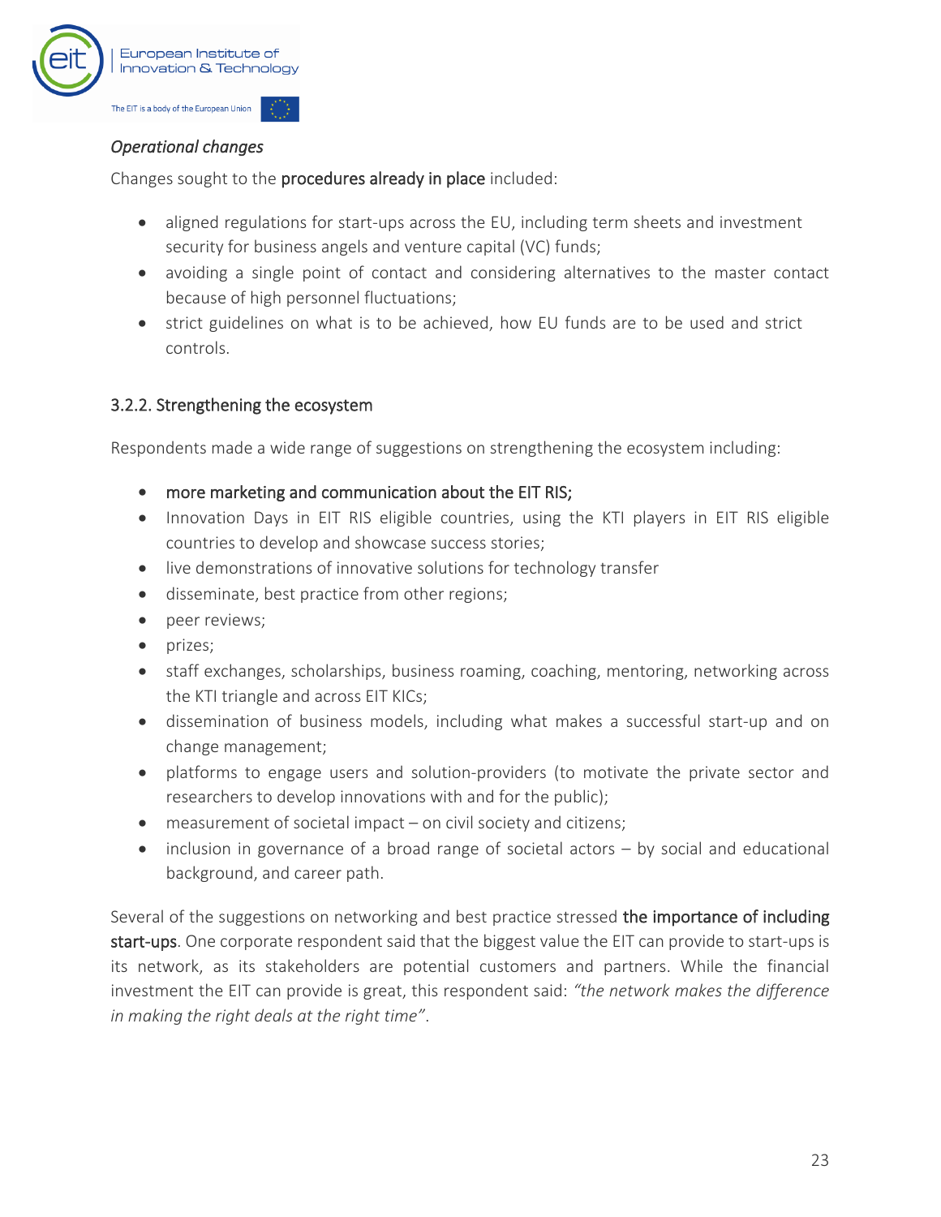*Operational changes*

Changes sought to the **procedures already in place** included:

- aligned regulations for start-ups across the EU, including term sheets and investment security for business angels and venture capital (VC) funds;
- avoiding a single point of contact and considering alternatives to the master contact because of high personnel fluctuations;
- strict guidelines on what is to be achieved, how EU funds are to be used and strict controls.

### 3.2.2. Strengthening the ecosystem

Respondents made a wide range of suggestions on strengthening the ecosystem including:

- **more marketing and communication about the EIT RIS;**
- Innovation Days in EIT RIS eligible countries, using the KTI players in EIT RIS eligible countries to develop and showcase success stories;
- live demonstrations of innovative solutions for technology transfer
- disseminate, best practice from other regions;
- peer reviews;
- prizes;
- staff exchanges, scholarships, business roaming, coaching, mentoring, networking across the KTI triangle and across EIT KICs;
- dissemination of business models, including what makes a successful start-up and on change management;
- platforms to engage users and solution-providers (to motivate the private sector and researchers to develop innovations with and for the public);
- measurement of societal impact – on civil society and citizens;
- inclusion in governance of a broad range of societal actors – by social and educational background, and career path.

Several of the suggestions on networking and best practice stressed **the importance of including start-ups**. One corporate respondent said that the biggest value the EIT can provide to start-ups is its network, as its stakeholders are potential customers and partners. While the financial investment the EIT can provide is great, this respondent said: *"the network makes the difference in making the right deals at the right time"*.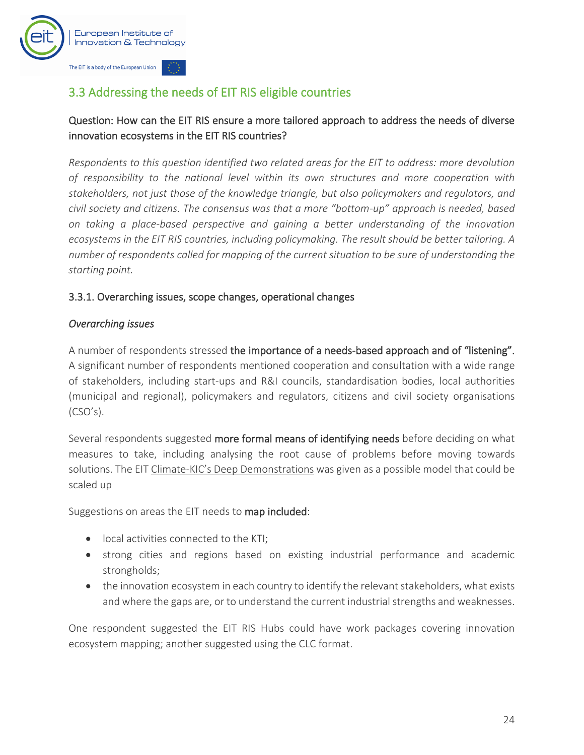## 3.3 Addressing the needs of EIT RIS eligible countries

Question: How can the EIT RIS ensure a more tailored approach to address the needs of diverse innovation ecosystems in the EIT RIS countries?

*Respondents to this question identified two related areas for the EIT to address: more devolution of responsibility to the national level within its own structures and more cooperation with stakeholders, not just those of the knowledge triangle, but also policymakers and regulators, and civil society and citizens. The consensus was that a more "bottom-up" approach is needed, based on taking a place-based perspective and gaining a better understanding of the innovation ecosystems in the EIT RIS countries, including policymaking. The result should be better tailoring. A number of respondents called for mapping of the current situation to be sure of understanding the starting point.*

### 3.3.1. Overarching issues, scope changes, operational changes

*Overarching issues*

A number of respondents stressed **the importance of a needs-based approach and of "listening".** A significant number of respondents mentioned cooperation and consultation with a wide range of stakeholders, including start-ups and R&I councils, standardisation bodies, local authorities (municipal and regional), policymakers and regulators, citizens and civil society organisations (CSO's).

Several respondents suggested **more formal means of identifying needs** before deciding on what measures to take, including analysing the root cause of problems before moving towards solutions. The EIT Climate-KIC's Deep Demonstrations was given as a possible model that could be scaled up

Suggestions on areas the EIT needs to **map included**:

- local activities connected to the KTI;
- strong cities and regions based on existing industrial performance and academic strongholds;
- the innovation ecosystem in each country to identify the relevant stakeholders, what exists and where the gaps are, or to understand the current industrial strengths and weaknesses.

One respondent suggested the EIT RIS Hubs could have work packages covering innovation ecosystem mapping; another suggested using the CLC format.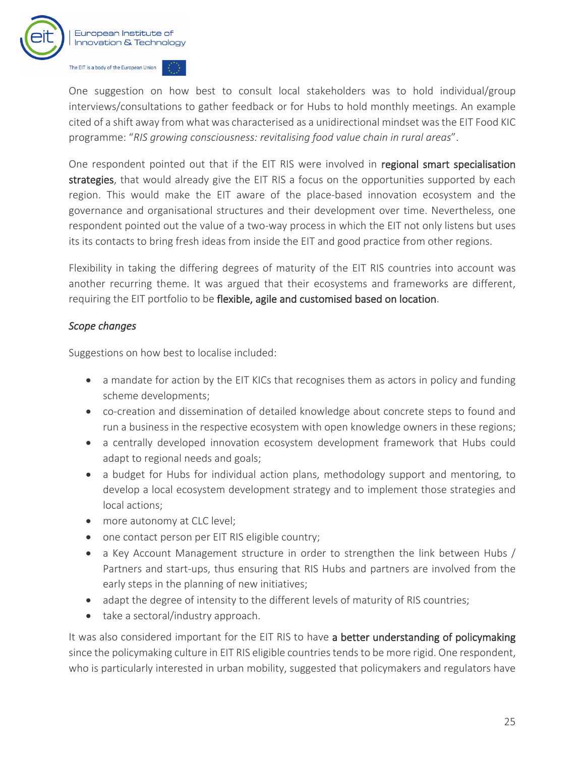One suggestion on how best to consult local stakeholders was to hold individual/group interviews/consultations to gather feedback or for Hubs to hold monthly meetings. An example cited of a shift away from what was characterised as a unidirectional mindset was the EIT Food KIC programme: "*RIS growing consciousness: revitalising food value chain in rural areas*".

One respondent pointed out that if the EIT RIS were involved in **regional smart specialisation strategies**, that would already give the EIT RIS a focus on the opportunities supported by each region. This would make the EIT aware of the place-based innovation ecosystem and the governance and organisational structures and their development over time. Nevertheless, one respondent pointed out the value of a two-way process in which the EIT not only listens but uses its its contacts to bring fresh ideas from inside the EIT and good practice from other regions.

Flexibility in taking the differing degrees of maturity of the EIT RIS countries into account was another recurring theme. It was argued that their ecosystems and frameworks are different, requiring the EIT portfolio to be **flexible, agile and customised based on location**.

*Scope changes*

Suggestions on how best to localise included:

- a mandate for action by the EIT KICs that recognises them as actors in policy and funding scheme developments;
- co-creation and dissemination of detailed knowledge about concrete steps to found and run a business in the respective ecosystem with open knowledge owners in these regions;
- a centrally developed innovation ecosystem development framework that Hubs could adapt to regional needs and goals;
- a budget for Hubs for individual action plans, methodology support and mentoring, to develop a local ecosystem development strategy and to implement those strategies and local actions;
- more autonomy at CLC level;
- one contact person per EIT RIS eligible country;
- a Key Account Management structure in order to strengthen the link between Hubs / Partners and start-ups, thus ensuring that RIS Hubs and partners are involved from the early steps in the planning of new initiatives;
- adapt the degree of intensity to the different levels of maturity of RIS countries;
- take a sectoral/industry approach.

It was also considered important for the EIT RIS to have **a better understanding of policymaking** since the policymaking culture in EIT RIS eligible countries tends to be more rigid. One respondent, who is particularly interested in urban mobility, suggested that policymakers and regulators have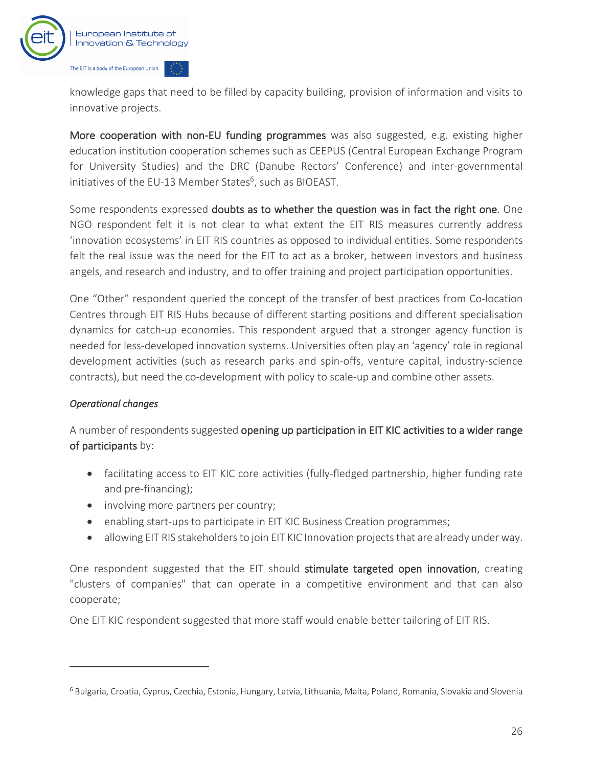knowledge gaps that need to be filled by capacity building, provision of information and visits to innovative projects.

**More cooperation with non-EU funding programmes** was also suggested, e.g. existing higher education institution cooperation schemes such as CEEPUS (Central European Exchange Program for University Studies) and the DRC (Danube Rectors' Conference) and inter-governmental initiatives of the EU-13 Member States[6], such as BIOEAST.

Some respondents expressed **doubts as to whether the question was in fact the right one**. One NGO respondent felt it is not clear to what extent the EIT RIS measures currently address 'innovation ecosystems' in EIT RIS countries as opposed to individual entities. Some respondents felt the real issue was the need for the EIT to act as a broker, between investors and business angels, and research and industry, and to offer training and project participation opportunities.

One "Other" respondent queried the concept of the transfer of best practices from Co-location Centres through EIT RIS Hubs because of different starting positions and different specialisation dynamics for catch-up economies. This respondent argued that a stronger agency function is needed for less-developed innovation systems. Universities often play an 'agency' role in regional development activities (such as research parks and spin-offs, venture capital, industry-science contracts), but need the co-development with policy to scale-up and combine other assets.

*Operational changes*

A number of respondents suggested **opening up participation in EIT KIC activities to a wider range of participants** by:

- facilitating access to EIT KIC core activities (fully-fledged partnership, higher funding rate and pre-financing);
- involving more partners per country;
- enabling start-ups to participate in EIT KIC Business Creation programmes;
- allowing EIT RIS stakeholders to join EIT KIC Innovation projects that are already under way.

One respondent suggested that the EIT should **stimulate targeted open innovation**, creating "clusters of companies" that can operate in a competitive environment and that can also cooperate;

One EIT KIC respondent suggested that more staff would enable better tailoring of EIT RIS.

---

[6] Bulgaria, Croatia, Cyprus, Czechia, Estonia, Hungary, Latvia, Lithuania, Malta, Poland, Romania, Slovakia and Slovenia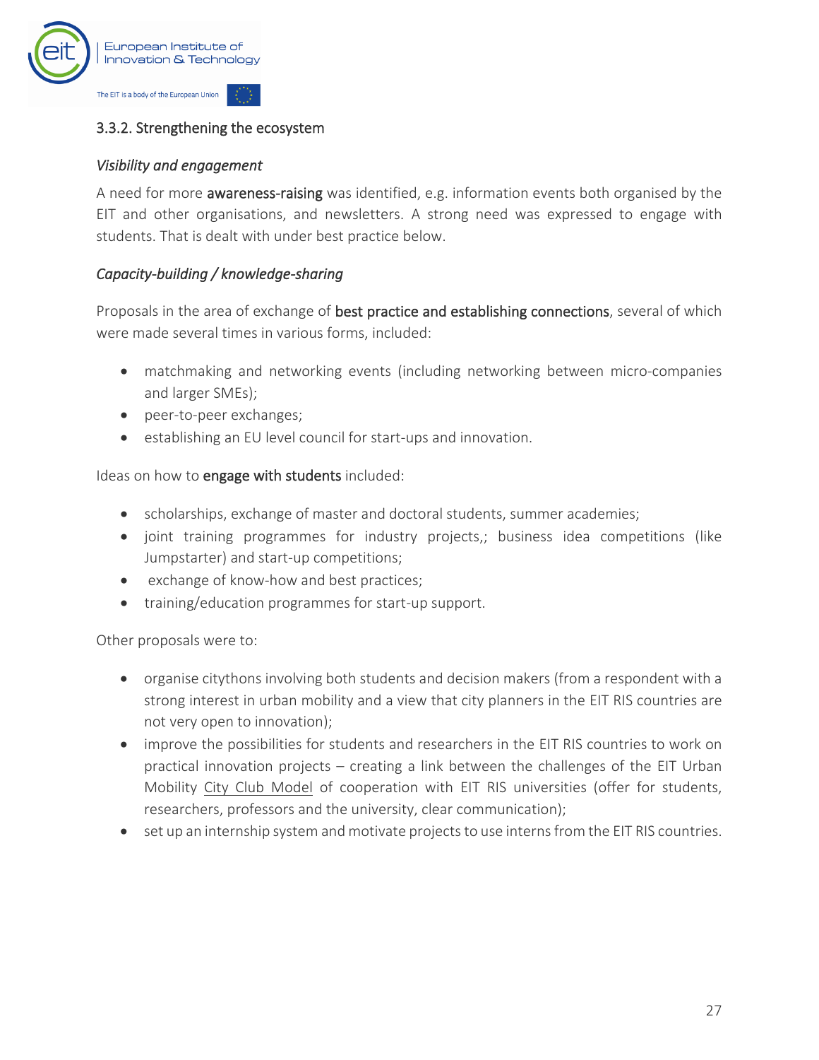### 3.3.2. Strengthening the ecosystem

*Visibility and engagement*

A need for more **awareness-raising** was identified, e.g. information events both organised by the EIT and other organisations, and newsletters. A strong need was expressed to engage with students. That is dealt with under best practice below.

*Capacity-building / knowledge-sharing*

Proposals in the area of exchange of **best practice and establishing connections**, several of which were made several times in various forms, included:

- matchmaking and networking events (including networking between micro-companies and larger SMEs);
- peer-to-peer exchanges;
- establishing an EU level council for start-ups and innovation.

Ideas on how to **engage with students** included:

- scholarships, exchange of master and doctoral students, summer academies;
- joint training programmes for industry projects,; business idea competitions (like Jumpstarter) and start-up competitions;
- exchange of know-how and best practices;
- training/education programmes for start-up support.

Other proposals were to:

- organise citythons involving both students and decision makers (from a respondent with a strong interest in urban mobility and a view that city planners in the EIT RIS countries are not very open to innovation);
- improve the possibilities for students and researchers in the EIT RIS countries to work on practical innovation projects – creating a link between the challenges of the EIT Urban Mobility City Club Model of cooperation with EIT RIS universities (offer for students, researchers, professors and the university, clear communication);
- set up an internship system and motivate projects to use interns from the EIT RIS countries.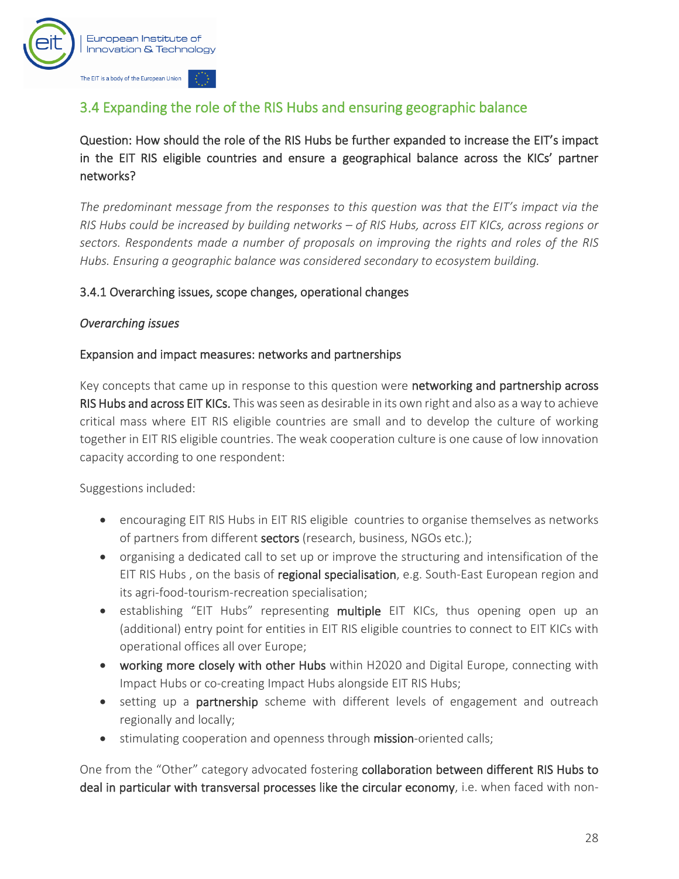## 3.4 Expanding the role of the RIS Hubs and ensuring geographic balance

Question: How should the role of the RIS Hubs be further expanded to increase the EIT's impact in the EIT RIS eligible countries and ensure a geographical balance across the KICs' partner networks?

*The predominant message from the responses to this question was that the EIT's impact via the RIS Hubs could be increased by building networks – of RIS Hubs, across EIT KICs, across regions or sectors. Respondents made a number of proposals on improving the rights and roles of the RIS Hubs. Ensuring a geographic balance was considered secondary to ecosystem building.*

### 3.4.1 Overarching issues, scope changes, operational changes

*Overarching issues*

#### Expansion and impact measures: networks and partnerships

Key concepts that came up in response to this question were **networking and partnership across RIS Hubs and across EIT KICs.** This was seen as desirable in its own right and also as a way to achieve critical mass where EIT RIS eligible countries are small and to develop the culture of working together in EIT RIS eligible countries. The weak cooperation culture is one cause of low innovation capacity according to one respondent:

Suggestions included:

- encouraging EIT RIS Hubs in EIT RIS eligible countries to organise themselves as networks of partners from different **sectors** (research, business, NGOs etc.);
- organising a dedicated call to set up or improve the structuring and intensification of the EIT RIS Hubs , on the basis of **regional specialisation**, e.g. South-East European region and its agri-food-tourism-recreation specialisation;
- establishing "EIT Hubs" representing **multiple** EIT KICs, thus opening open up an (additional) entry point for entities in EIT RIS eligible countries to connect to EIT KICs with operational offices all over Europe;
- **working more closely with other Hubs** within H2020 and Digital Europe, connecting with Impact Hubs or co-creating Impact Hubs alongside EIT RIS Hubs;
- setting up a **partnership** scheme with different levels of engagement and outreach regionally and locally;
- stimulating cooperation and openness through **mission**-oriented calls;

One from the "Other" category advocated fostering **collaboration between different RIS Hubs to deal in particular with transversal processes like the circular economy**, i.e. when faced with non-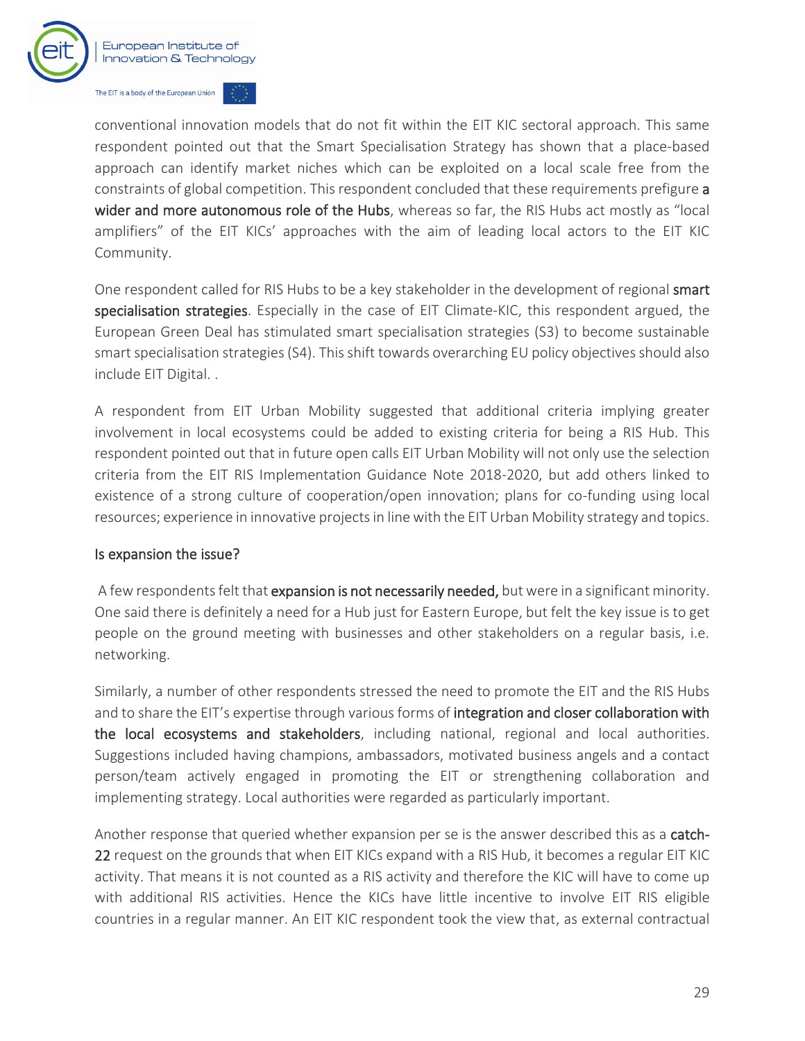conventional innovation models that do not fit within the EIT KIC sectoral approach. This same respondent pointed out that the Smart Specialisation Strategy has shown that a place-based approach can identify market niches which can be exploited on a local scale free from the constraints of global competition. This respondent concluded that these requirements prefigure **a wider and more autonomous role of the Hubs**, whereas so far, the RIS Hubs act mostly as "local amplifiers" of the EIT KICs' approaches with the aim of leading local actors to the EIT KIC Community.

One respondent called for RIS Hubs to be a key stakeholder in the development of regional **smart specialisation strategies**. Especially in the case of EIT Climate-KIC, this respondent argued, the European Green Deal has stimulated smart specialisation strategies (S3) to become sustainable smart specialisation strategies (S4). This shift towards overarching EU policy objectives should also include EIT Digital. .

A respondent from EIT Urban Mobility suggested that additional criteria implying greater involvement in local ecosystems could be added to existing criteria for being a RIS Hub. This respondent pointed out that in future open calls EIT Urban Mobility will not only use the selection criteria from the EIT RIS Implementation Guidance Note 2018-2020, but add others linked to existence of a strong culture of cooperation/open innovation; plans for co-funding using local resources; experience in innovative projects in line with the EIT Urban Mobility strategy and topics.

### Is expansion the issue?

A few respondents felt that **expansion is not necessarily needed,** but were in a significant minority. One said there is definitely a need for a Hub just for Eastern Europe, but felt the key issue is to get people on the ground meeting with businesses and other stakeholders on a regular basis, i.e. networking.

Similarly, a number of other respondents stressed the need to promote the EIT and the RIS Hubs and to share the EIT's expertise through various forms of **integration and closer collaboration with the local ecosystems and stakeholders**, including national, regional and local authorities. Suggestions included having champions, ambassadors, motivated business angels and a contact person/team actively engaged in promoting the EIT or strengthening collaboration and implementing strategy. Local authorities were regarded as particularly important.

Another response that queried whether expansion per se is the answer described this as a **catch-22** request on the grounds that when EIT KICs expand with a RIS Hub, it becomes a regular EIT KIC activity. That means it is not counted as a RIS activity and therefore the KIC will have to come up with additional RIS activities. Hence the KICs have little incentive to involve EIT RIS eligible countries in a regular manner. An EIT KIC respondent took the view that, as external contractual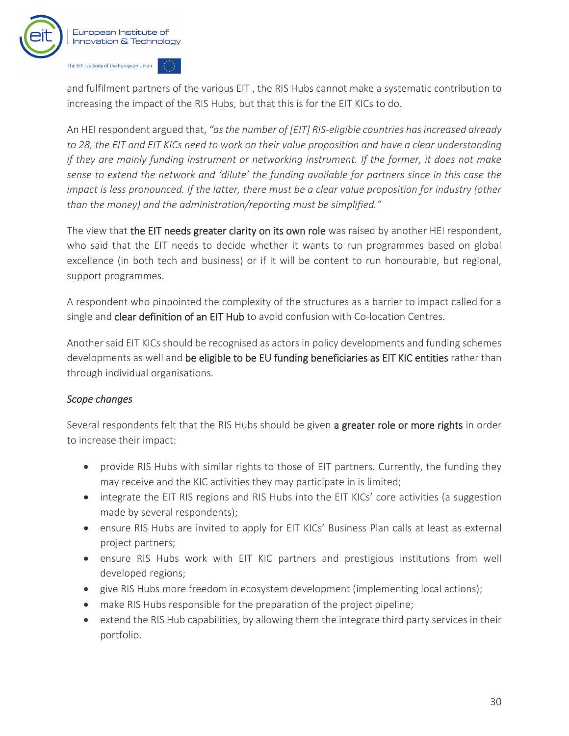and fulfilment partners of the various EIT , the RIS Hubs cannot make a systematic contribution to increasing the impact of the RIS Hubs, but that this is for the EIT KICs to do.

An HEI respondent argued that, *"as the number of [EIT] RIS-eligible countries has increased already to 28, the EIT and EIT KICs need to work on their value proposition and have a clear understanding if they are mainly funding instrument or networking instrument. If the former, it does not make sense to extend the network and 'dilute' the funding available for partners since in this case the impact is less pronounced. If the latter, there must be a clear value proposition for industry (other than the money) and the administration/reporting must be simplified."*

The view that the EIT needs greater clarity on its own role was raised by another HEI respondent, who said that the EIT needs to decide whether it wants to run programmes based on global excellence (in both tech and business) or if it will be content to run honourable, but regional, support programmes.

A respondent who pinpointed the complexity of the structures as a barrier to impact called for a single and clear definition of an EIT Hub to avoid confusion with Co-location Centres.

Another said EIT KICs should be recognised as actors in policy developments and funding schemes developments as well and be eligible to be EU funding beneficiaries as EIT KIC entities rather than through individual organisations.

*Scope changes*

Several respondents felt that the RIS Hubs should be given a greater role or more rights in order to increase their impact:

- provide RIS Hubs with similar rights to those of EIT partners. Currently, the funding they may receive and the KIC activities they may participate in is limited;
- integrate the EIT RIS regions and RIS Hubs into the EIT KICs' core activities (a suggestion made by several respondents);
- ensure RIS Hubs are invited to apply for EIT KICs' Business Plan calls at least as external project partners;
- ensure RIS Hubs work with EIT KIC partners and prestigious institutions from well developed regions;
- give RIS Hubs more freedom in ecosystem development (implementing local actions);
- make RIS Hubs responsible for the preparation of the project pipeline;
- extend the RIS Hub capabilities, by allowing them the integrate third party services in their portfolio.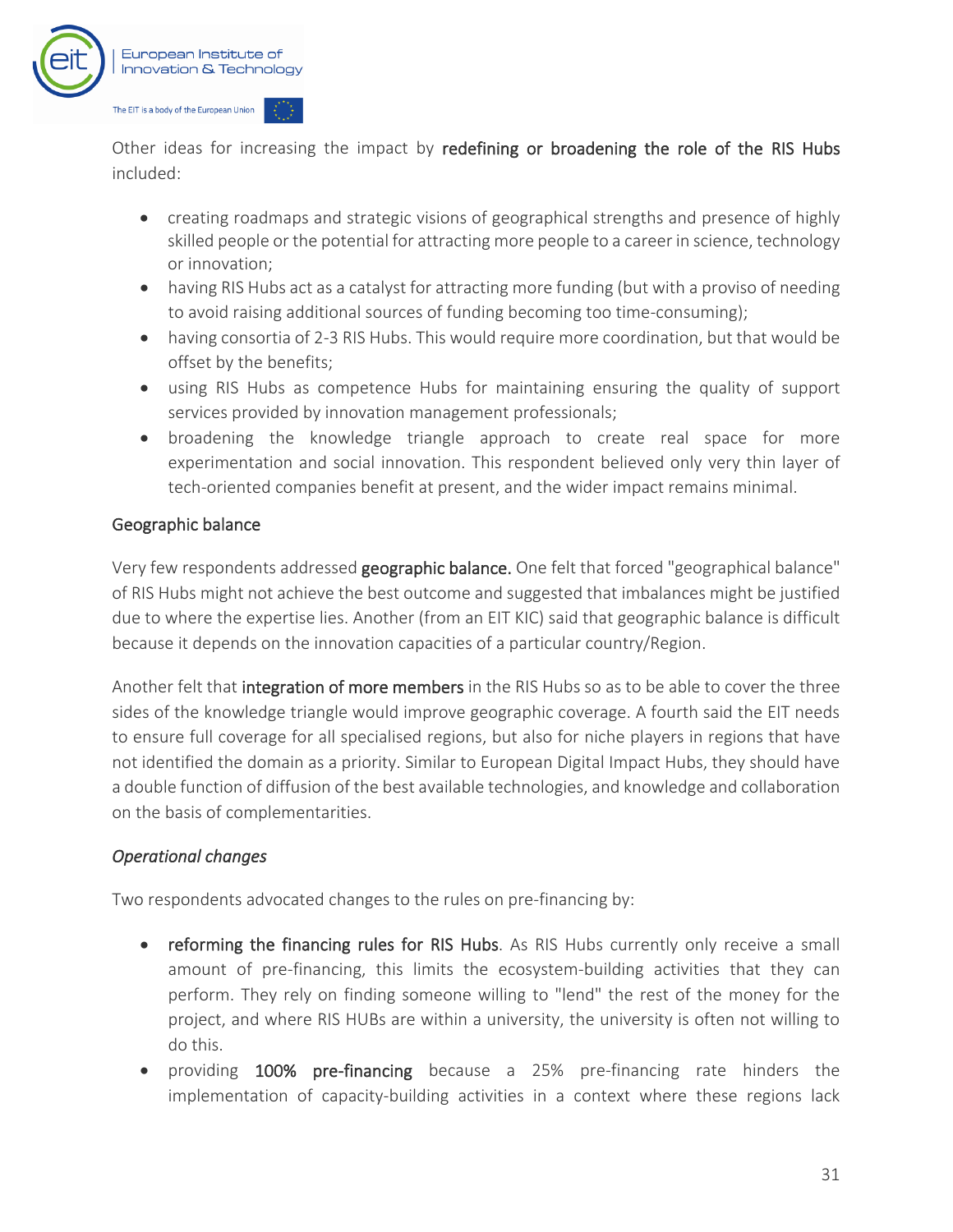Other ideas for increasing the impact by **redefining or broadening the role of the RIS Hubs** included:

- creating roadmaps and strategic visions of geographical strengths and presence of highly skilled people or the potential for attracting more people to a career in science, technology or innovation;
- having RIS Hubs act as a catalyst for attracting more funding (but with a proviso of needing to avoid raising additional sources of funding becoming too time-consuming);
- having consortia of 2-3 RIS Hubs. This would require more coordination, but that would be offset by the benefits;
- using RIS Hubs as competence Hubs for maintaining ensuring the quality of support services provided by innovation management professionals;
- broadening the knowledge triangle approach to create real space for more experimentation and social innovation. This respondent believed only very thin layer of tech-oriented companies benefit at present, and the wider impact remains minimal.

Geographic balance

Very few respondents addressed **geographic balance.** One felt that forced "geographical balance" of RIS Hubs might not achieve the best outcome and suggested that imbalances might be justified due to where the expertise lies. Another (from an EIT KIC) said that geographic balance is difficult because it depends on the innovation capacities of a particular country/Region.

Another felt that **integration of more members** in the RIS Hubs so as to be able to cover the three sides of the knowledge triangle would improve geographic coverage. A fourth said the EIT needs to ensure full coverage for all specialised regions, but also for niche players in regions that have not identified the domain as a priority. Similar to European Digital Impact Hubs, they should have a double function of diffusion of the best available technologies, and knowledge and collaboration on the basis of complementarities.

*Operational changes*

Two respondents advocated changes to the rules on pre-financing by:

- **reforming the financing rules for RIS Hubs**. As RIS Hubs currently only receive a small amount of pre-financing, this limits the ecosystem-building activities that they can perform. They rely on finding someone willing to "lend" the rest of the money for the project, and where RIS HUBs are within a university, the university is often not willing to do this.
- providing **100% pre-financing** because a 25% pre-financing rate hinders the implementation of capacity-building activities in a context where these regions lack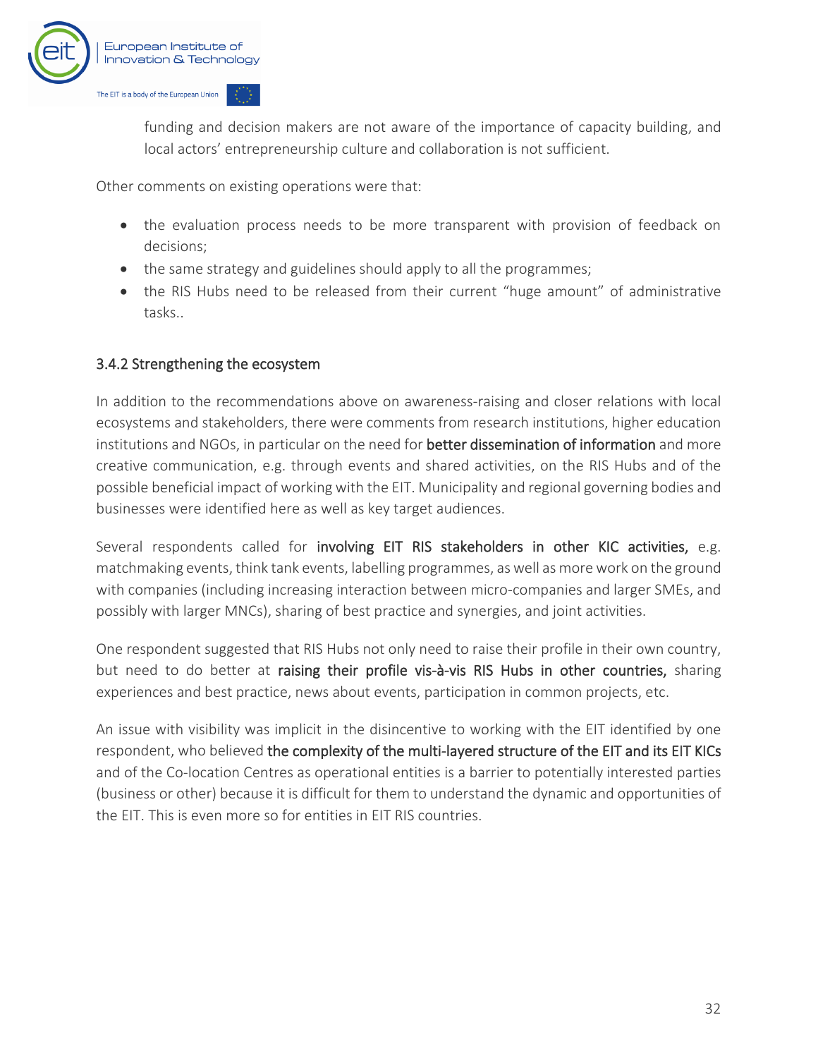funding and decision makers are not aware of the importance of capacity building, and local actors' entrepreneurship culture and collaboration is not sufficient.

Other comments on existing operations were that:

- the evaluation process needs to be more transparent with provision of feedback on decisions;
- the same strategy and guidelines should apply to all the programmes;
- the RIS Hubs need to be released from their current "huge amount" of administrative tasks..

### 3.4.2 Strengthening the ecosystem

In addition to the recommendations above on awareness-raising and closer relations with local ecosystems and stakeholders, there were comments from research institutions, higher education institutions and NGOs, in particular on the need for **better dissemination of information** and more creative communication, e.g. through events and shared activities, on the RIS Hubs and of the possible beneficial impact of working with the EIT. Municipality and regional governing bodies and businesses were identified here as well as key target audiences.

Several respondents called for **involving EIT RIS stakeholders in other KIC activities,** e.g. matchmaking events, think tank events, labelling programmes, as well as more work on the ground with companies (including increasing interaction between micro-companies and larger SMEs, and possibly with larger MNCs), sharing of best practice and synergies, and joint activities.

One respondent suggested that RIS Hubs not only need to raise their profile in their own country, but need to do better at **raising their profile vis-à-vis RIS Hubs in other countries,** sharing experiences and best practice, news about events, participation in common projects, etc.

An issue with visibility was implicit in the disincentive to working with the EIT identified by one respondent, who believed **the complexity of the multi-layered structure of the EIT and its EIT KICs** and of the Co-location Centres as operational entities is a barrier to potentially interested parties (business or other) because it is difficult for them to understand the dynamic and opportunities of the EIT. This is even more so for entities in EIT RIS countries.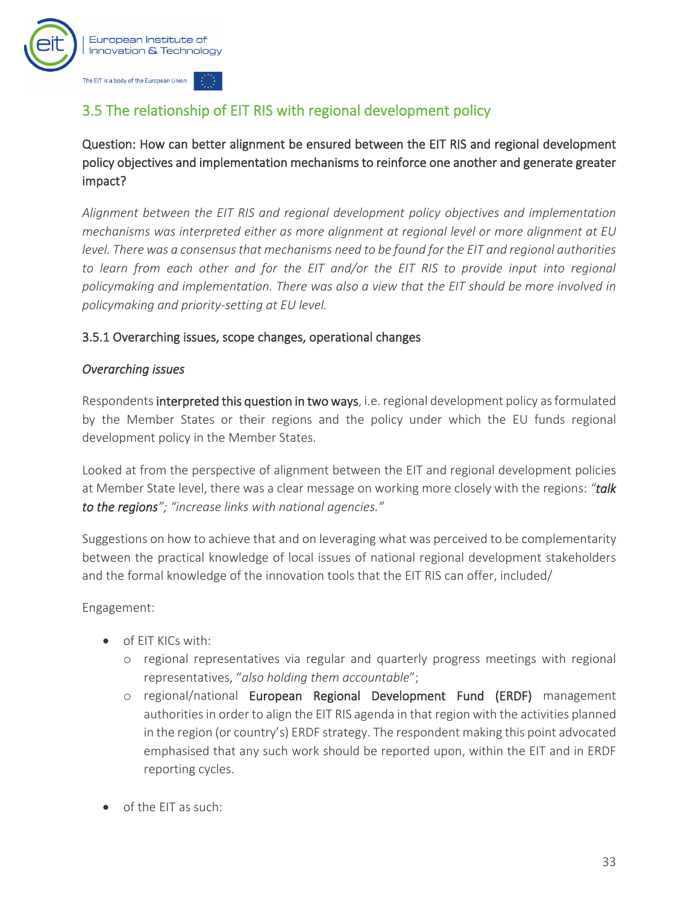## 3.5 The relationship of EIT RIS with regional development policy

**Question: How can better alignment be ensured between the EIT RIS and regional development policy objectives and implementation mechanisms to reinforce one another and generate greater impact?**

*Alignment between the EIT RIS and regional development policy objectives and implementation mechanisms was interpreted either as more alignment at regional level or more alignment at EU level. There was a consensus that mechanisms need to be found for the EIT and regional authorities to learn from each other and for the EIT and/or the EIT RIS to provide input into regional policymaking and implementation. There was also a view that the EIT should be more involved in policymaking and priority-setting at EU level.*

### 3.5.1 Overarching issues, scope changes, operational changes

*Overarching issues*

Respondents **interpreted this question in two ways**, i.e. regional development policy as formulated by the Member States or their regions and the policy under which the EU funds regional development policy in the Member States.

Looked at from the perspective of alignment between the EIT and regional development policies at Member State level, there was a clear message on working more closely with the regions: ***"talk to the regions"***; *"increase links with national agencies."*

Suggestions on how to achieve that and on leveraging what was perceived to be complementarity between the practical knowledge of local issues of national regional development stakeholders and the formal knowledge of the innovation tools that the EIT RIS can offer, included/

Engagement:

- of EIT KICs with:
    - regional representatives via regular and quarterly progress meetings with regional representatives, "*also holding them accountable*";
    - regional/national **European Regional Development Fund (ERDF)** management authorities in order to align the EIT RIS agenda in that region with the activities planned in the region (or country's) ERDF strategy. The respondent making this point advocated emphasised that any such work should be reported upon, within the EIT and in ERDF reporting cycles.
- of the EIT as such: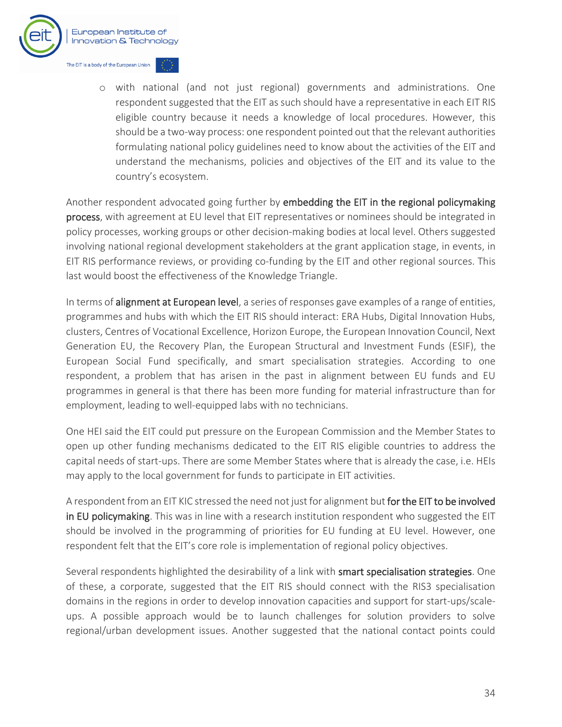- with national (and not just regional) governments and administrations. One respondent suggested that the EIT as such should have a representative in each EIT RIS eligible country because it needs a knowledge of local procedures. However, this should be a two-way process: one respondent pointed out that the relevant authorities formulating national policy guidelines need to know about the activities of the EIT and understand the mechanisms, policies and objectives of the EIT and its value to the country's ecosystem.

Another respondent advocated going further by **embedding the EIT in the regional policymaking process**, with agreement at EU level that EIT representatives or nominees should be integrated in policy processes, working groups or other decision-making bodies at local level. Others suggested involving national regional development stakeholders at the grant application stage, in events, in EIT RIS performance reviews, or providing co-funding by the EIT and other regional sources. This last would boost the effectiveness of the Knowledge Triangle.

In terms of **alignment at European level**, a series of responses gave examples of a range of entities, programmes and hubs with which the EIT RIS should interact: ERA Hubs, Digital Innovation Hubs, clusters, Centres of Vocational Excellence, Horizon Europe, the European Innovation Council, Next Generation EU, the Recovery Plan, the European Structural and Investment Funds (ESIF), the European Social Fund specifically, and smart specialisation strategies. According to one respondent, a problem that has arisen in the past in alignment between EU funds and EU programmes in general is that there has been more funding for material infrastructure than for employment, leading to well-equipped labs with no technicians.

One HEI said the EIT could put pressure on the European Commission and the Member States to open up other funding mechanisms dedicated to the EIT RIS eligible countries to address the capital needs of start-ups. There are some Member States where that is already the case, i.e. HEIs may apply to the local government for funds to participate in EIT activities.

A respondent from an EIT KIC stressed the need not just for alignment but **for the EIT to be involved in EU policymaking**. This was in line with a research institution respondent who suggested the EIT should be involved in the programming of priorities for EU funding at EU level. However, one respondent felt that the EIT's core role is implementation of regional policy objectives.

Several respondents highlighted the desirability of a link with **smart specialisation strategies**. One of these, a corporate, suggested that the EIT RIS should connect with the RIS3 specialisation domains in the regions in order to develop innovation capacities and support for start-ups/scale-ups. A possible approach would be to launch challenges for solution providers to solve regional/urban development issues. Another suggested that the national contact points could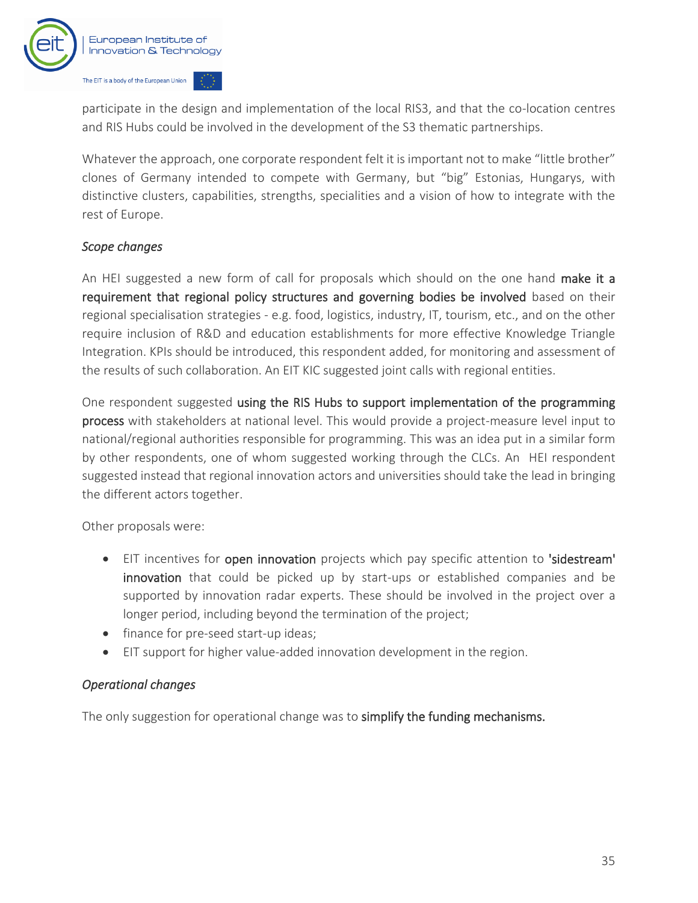participate in the design and implementation of the local RIS3, and that the co-location centres and RIS Hubs could be involved in the development of the S3 thematic partnerships.

Whatever the approach, one corporate respondent felt it is important not to make "little brother" clones of Germany intended to compete with Germany, but "big" Estonias, Hungarys, with distinctive clusters, capabilities, strengths, specialities and a vision of how to integrate with the rest of Europe.

*Scope changes*

An HEI suggested a new form of call for proposals which should on the one hand **make it a requirement that regional policy structures and governing bodies be involved** based on their regional specialisation strategies - e.g. food, logistics, industry, IT, tourism, etc., and on the other require inclusion of R&D and education establishments for more effective Knowledge Triangle Integration. KPIs should be introduced, this respondent added, for monitoring and assessment of the results of such collaboration. An EIT KIC suggested joint calls with regional entities.

One respondent suggested **using the RIS Hubs to support implementation of the programming process** with stakeholders at national level. This would provide a project-measure level input to national/regional authorities responsible for programming. This was an idea put in a similar form by other respondents, one of whom suggested working through the CLCs. An HEI respondent suggested instead that regional innovation actors and universities should take the lead in bringing the different actors together.

Other proposals were:

- EIT incentives for **open innovation** projects which pay specific attention to **'sidestream' innovation** that could be picked up by start-ups or established companies and be supported by innovation radar experts. These should be involved in the project over a longer period, including beyond the termination of the project;
- finance for pre-seed start-up ideas;
- EIT support for higher value-added innovation development in the region.

*Operational changes*

The only suggestion for operational change was to **simplify the funding mechanisms.**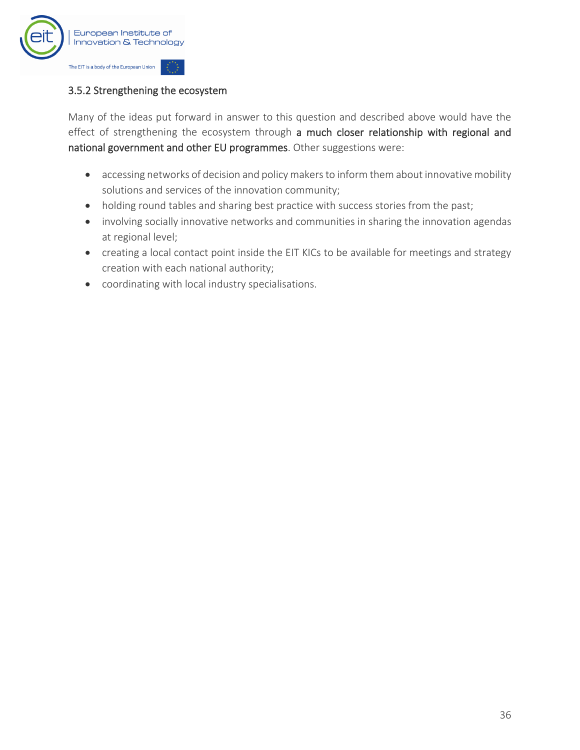### 3.5.2 Strengthening the ecosystem

Many of the ideas put forward in answer to this question and described above would have the effect of strengthening the ecosystem through **a much closer relationship with regional and national government and other EU programmes**. Other suggestions were:

- accessing networks of decision and policy makers to inform them about innovative mobility solutions and services of the innovation community;
- holding round tables and sharing best practice with success stories from the past;
- involving socially innovative networks and communities in sharing the innovation agendas at regional level;
- creating a local contact point inside the EIT KICs to be available for meetings and strategy creation with each national authority;
- coordinating with local industry specialisations.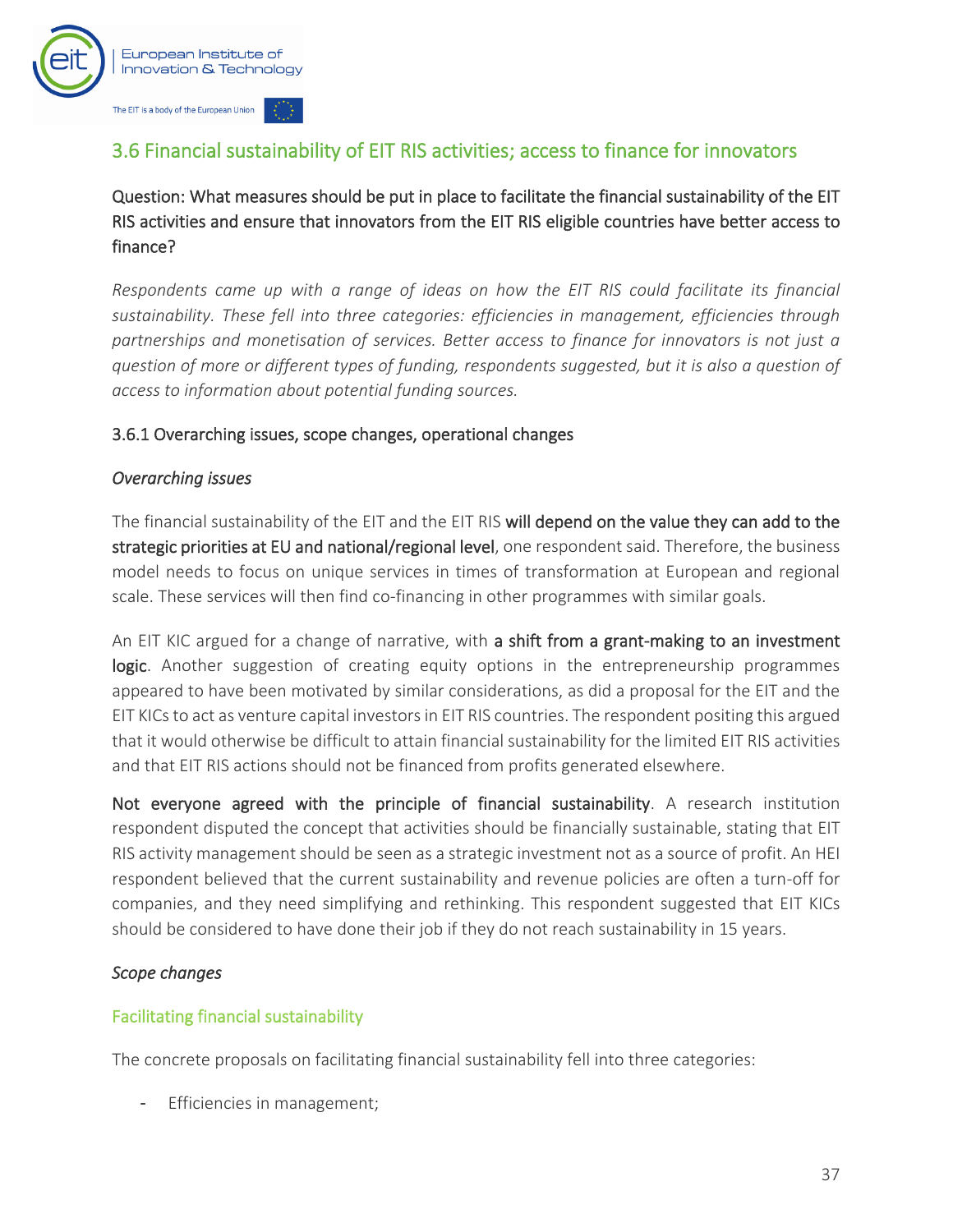## 3.6 Financial sustainability of EIT RIS activities; access to finance for innovators

**Question: What measures should be put in place to facilitate the financial sustainability of the EIT RIS activities and ensure that innovators from the EIT RIS eligible countries have better access to finance?**

*Respondents came up with a range of ideas on how the EIT RIS could facilitate its financial sustainability. These fell into three categories: efficiencies in management, efficiencies through partnerships and monetisation of services. Better access to finance for innovators is not just a question of more or different types of funding, respondents suggested, but it is also a question of access to information about potential funding sources.*

### 3.6.1 Overarching issues, scope changes, operational changes

*Overarching issues*

The financial sustainability of the EIT and the EIT RIS **will depend on the value they can add to the strategic priorities at EU and national/regional level**, one respondent said. Therefore, the business model needs to focus on unique services in times of transformation at European and regional scale. These services will then find co-financing in other programmes with similar goals.

An EIT KIC argued for a change of narrative, with **a shift from a grant-making to an investment logic**. Another suggestion of creating equity options in the entrepreneurship programmes appeared to have been motivated by similar considerations, as did a proposal for the EIT and the EIT KICs to act as venture capital investors in EIT RIS countries. The respondent positing this argued that it would otherwise be difficult to attain financial sustainability for the limited EIT RIS activities and that EIT RIS actions should not be financed from profits generated elsewhere.

**Not everyone agreed with the principle of financial sustainability**. A research institution respondent disputed the concept that activities should be financially sustainable, stating that EIT RIS activity management should be seen as a strategic investment not as a source of profit. An HEI respondent believed that the current sustainability and revenue policies are often a turn-off for companies, and they need simplifying and rethinking. This respondent suggested that EIT KICs should be considered to have done their job if they do not reach sustainability in 15 years.

*Scope changes*

#### Facilitating financial sustainability

The concrete proposals on facilitating financial sustainability fell into three categories:

- Efficiencies in management;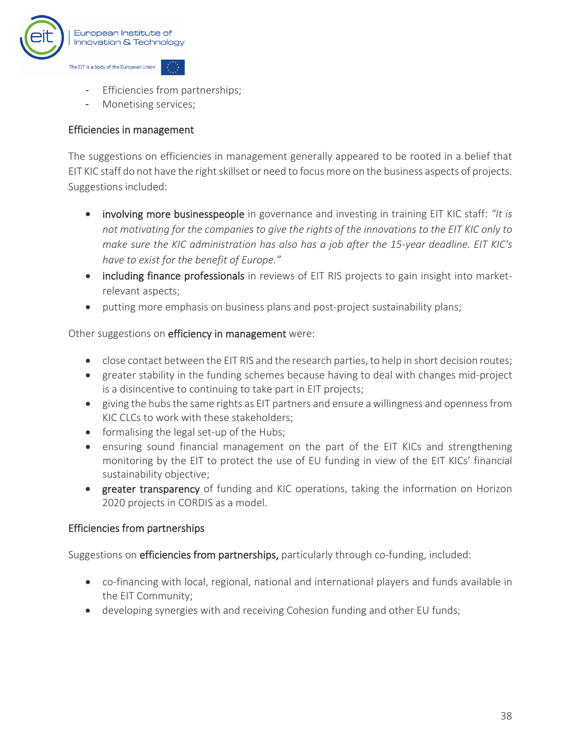- Efficiencies from partnerships;
- Monetising services;

## Efficiencies in management

The suggestions on efficiencies in management generally appeared to be rooted in a belief that EIT KIC staff do not have the right skillset or need to focus more on the business aspects of projects. Suggestions included:

- **involving more businesspeople** in governance and investing in training EIT KIC staff: *"It is not motivating for the companies to give the rights of the innovations to the EIT KIC only to make sure the KIC administration has also has a job after the 15-year deadline. EIT KIC's have to exist for the benefit of Europe."*
- **including finance professionals** in reviews of EIT RIS projects to gain insight into market-relevant aspects;
- putting more emphasis on business plans and post-project sustainability plans;

Other suggestions on **efficiency in management** were:

- close contact between the EIT RIS and the research parties, to help in short decision routes;
- greater stability in the funding schemes because having to deal with changes mid-project is a disincentive to continuing to take part in EIT projects;
- giving the hubs the same rights as EIT partners and ensure a willingness and openness from KIC CLCs to work with these stakeholders;
- formalising the legal set-up of the Hubs;
- ensuring sound financial management on the part of the EIT KICs and strengthening monitoring by the EIT to protect the use of EU funding in view of the EIT KICs' financial sustainability objective;
- **greater transparency** of funding and KIC operations, taking the information on Horizon 2020 projects in CORDIS as a model.

## Efficiencies from partnerships

Suggestions on **efficiencies from partnerships,** particularly through co-funding, included:

- co-financing with local, regional, national and international players and funds available in the EIT Community;
- developing synergies with and receiving Cohesion funding and other EU funds;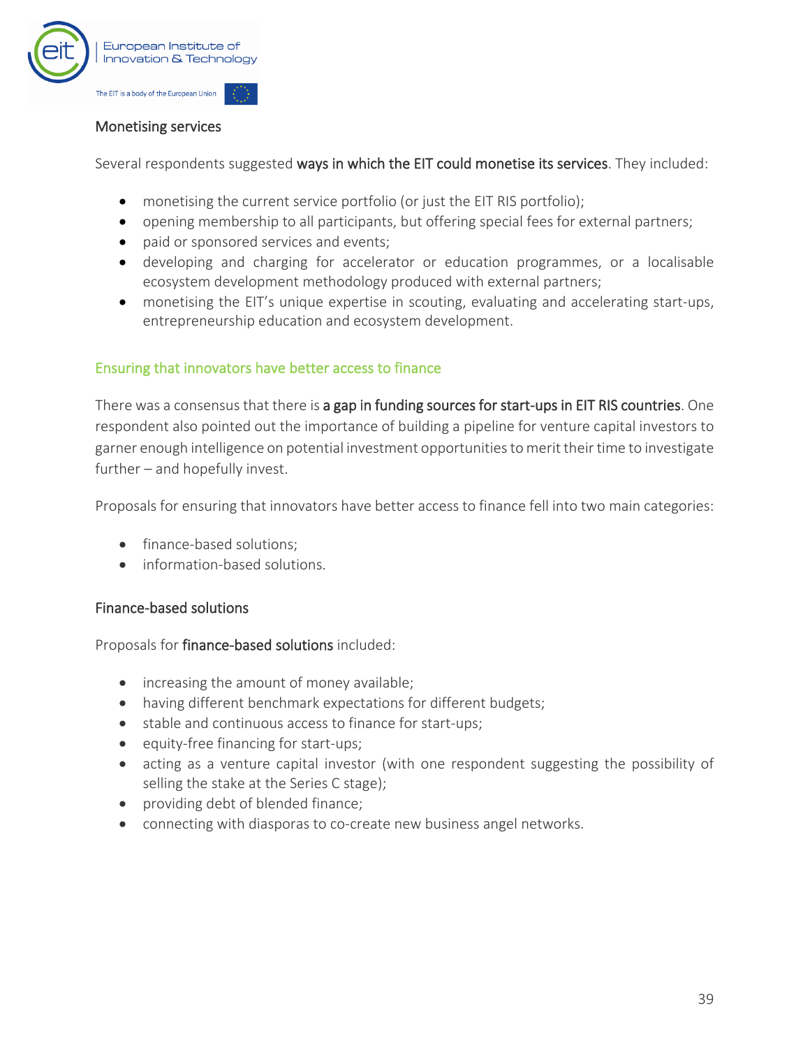### Monetising services

Several respondents suggested **ways in which the EIT could monetise its services**. They included:

- monetising the current service portfolio (or just the EIT RIS portfolio);
- opening membership to all participants, but offering special fees for external partners;
- paid or sponsored services and events;
- developing and charging for accelerator or education programmes, or a localisable ecosystem development methodology produced with external partners;
- monetising the EIT's unique expertise in scouting, evaluating and accelerating start-ups, entrepreneurship education and ecosystem development.

## Ensuring that innovators have better access to finance

There was a consensus that there is **a gap in funding sources for start-ups in EIT RIS countries**. One respondent also pointed out the importance of building a pipeline for venture capital investors to garner enough intelligence on potential investment opportunities to merit their time to investigate further – and hopefully invest.

Proposals for ensuring that innovators have better access to finance fell into two main categories:

- finance-based solutions;
- information-based solutions.

### Finance-based solutions

Proposals for **finance-based solutions** included:

- increasing the amount of money available;
- having different benchmark expectations for different budgets;
- stable and continuous access to finance for start-ups;
- equity-free financing for start-ups;
- acting as a venture capital investor (with one respondent suggesting the possibility of selling the stake at the Series C stage);
- providing debt of blended finance;
- connecting with diasporas to co-create new business angel networks.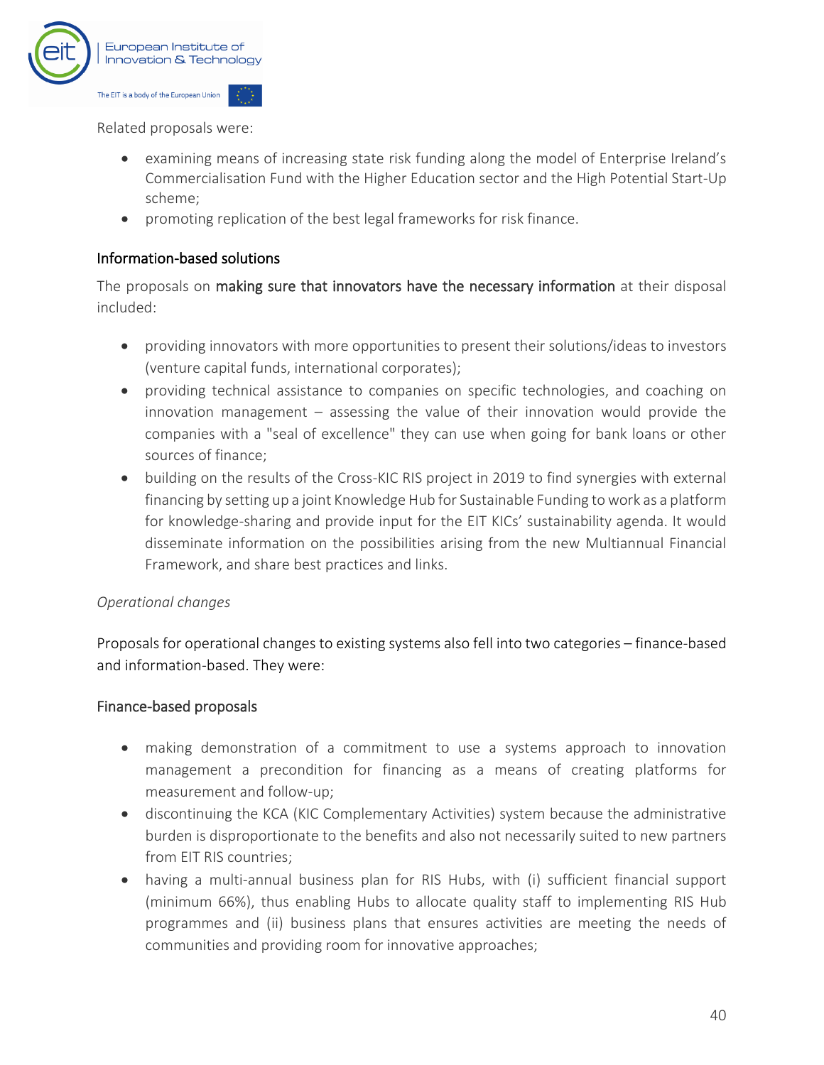Related proposals were:

- examining means of increasing state risk funding along the model of Enterprise Ireland's Commercialisation Fund with the Higher Education sector and the High Potential Start-Up scheme;
- promoting replication of the best legal frameworks for risk finance.

### Information-based solutions

The proposals on **making sure that innovators have the necessary information** at their disposal included:

- providing innovators with more opportunities to present their solutions/ideas to investors (venture capital funds, international corporates);
- providing technical assistance to companies on specific technologies, and coaching on innovation management – assessing the value of their innovation would provide the companies with a "seal of excellence" they can use when going for bank loans or other sources of finance;
- building on the results of the Cross-KIC RIS project in 2019 to find synergies with external financing by setting up a joint Knowledge Hub for Sustainable Funding to work as a platform for knowledge-sharing and provide input for the EIT KICs' sustainability agenda. It would disseminate information on the possibilities arising from the new Multiannual Financial Framework, and share best practices and links.

*Operational changes*

Proposals for operational changes to existing systems also fell into two categories – finance-based and information-based. They were:

### Finance-based proposals

- making demonstration of a commitment to use a systems approach to innovation management a precondition for financing as a means of creating platforms for measurement and follow-up;
- discontinuing the KCA (KIC Complementary Activities) system because the administrative burden is disproportionate to the benefits and also not necessarily suited to new partners from EIT RIS countries;
- having a multi-annual business plan for RIS Hubs, with (i) sufficient financial support (minimum 66%), thus enabling Hubs to allocate quality staff to implementing RIS Hub programmes and (ii) business plans that ensures activities are meeting the needs of communities and providing room for innovative approaches;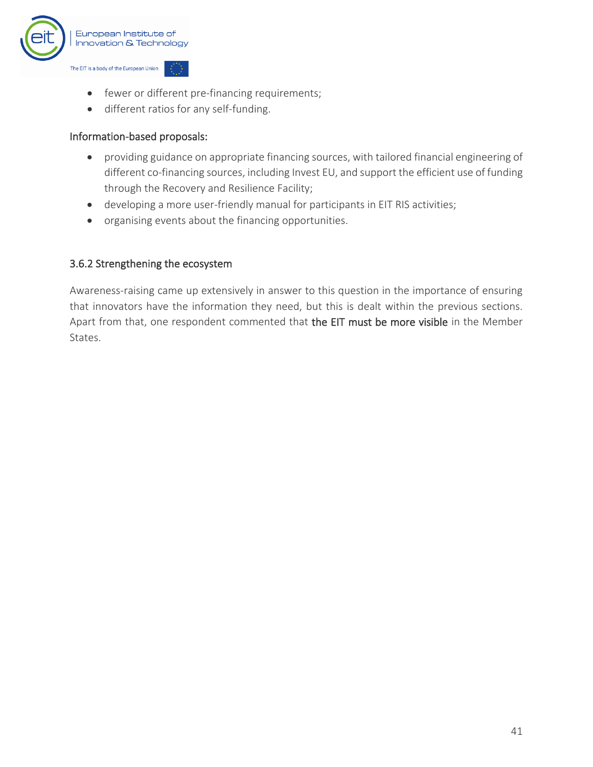- fewer or different pre-financing requirements;
- different ratios for any self-funding.

Information-based proposals:

- providing guidance on appropriate financing sources, with tailored financial engineering of different co-financing sources, including Invest EU, and support the efficient use of funding through the Recovery and Resilience Facility;
- developing a more user-friendly manual for participants in EIT RIS activities;
- organising events about the financing opportunities.

### 3.6.2 Strengthening the ecosystem

Awareness-raising came up extensively in answer to this question in the importance of ensuring that innovators have the information they need, but this is dealt within the previous sections. Apart from that, one respondent commented that **the EIT must be more visible** in the Member States.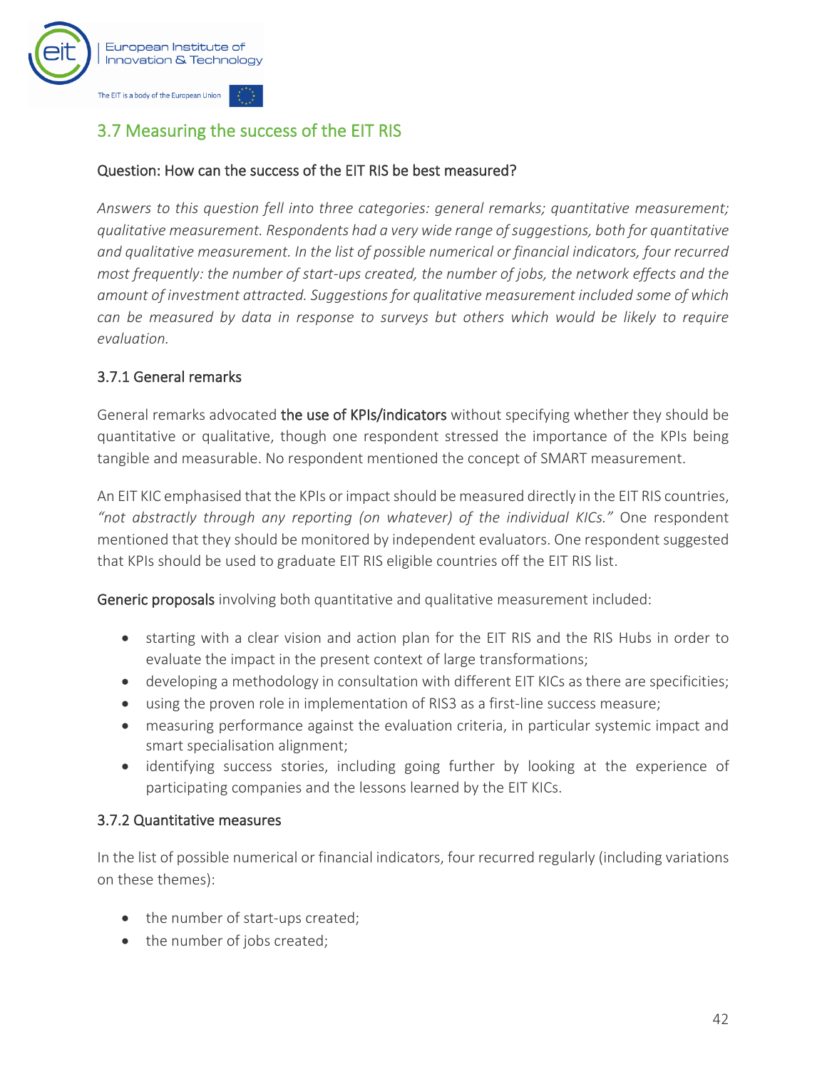## 3.7 Measuring the success of the EIT RIS

### Question: How can the success of the EIT RIS be best measured?

*Answers to this question fell into three categories: general remarks; quantitative measurement; qualitative measurement. Respondents had a very wide range of suggestions, both for quantitative and qualitative measurement. In the list of possible numerical or financial indicators, four recurred most frequently: the number of start-ups created, the number of jobs, the network effects and the amount of investment attracted. Suggestions for qualitative measurement included some of which can be measured by data in response to surveys but others which would be likely to require evaluation.*

### 3.7.1 General remarks

General remarks advocated **the use of KPIs/indicators** without specifying whether they should be quantitative or qualitative, though one respondent stressed the importance of the KPIs being tangible and measurable. No respondent mentioned the concept of SMART measurement.

An EIT KIC emphasised that the KPIs or impact should be measured directly in the EIT RIS countries, *"not abstractly through any reporting (on whatever) of the individual KICs."* One respondent mentioned that they should be monitored by independent evaluators. One respondent suggested that KPIs should be used to graduate EIT RIS eligible countries off the EIT RIS list.

**Generic proposals** involving both quantitative and qualitative measurement included:

- starting with a clear vision and action plan for the EIT RIS and the RIS Hubs in order to evaluate the impact in the present context of large transformations;
- developing a methodology in consultation with different EIT KICs as there are specificities;
- using the proven role in implementation of RIS3 as a first-line success measure;
- measuring performance against the evaluation criteria, in particular systemic impact and smart specialisation alignment;
- identifying success stories, including going further by looking at the experience of participating companies and the lessons learned by the EIT KICs.

### 3.7.2 Quantitative measures

In the list of possible numerical or financial indicators, four recurred regularly (including variations on these themes):

- the number of start-ups created;
- the number of jobs created;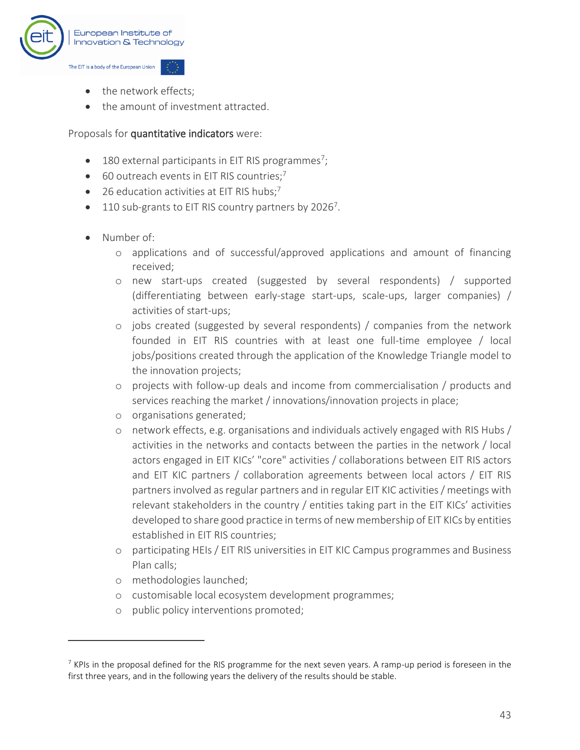- the network effects;
- the amount of investment attracted.

Proposals for **quantitative indicators** were:

- 180 external participants in EIT RIS programmes[7];
- 60 outreach events in EIT RIS countries;[7]
- 26 education activities at EIT RIS hubs;[7]
- 110 sub-grants to EIT RIS country partners by 2026[7].

- Number of:
  - applications and of successful/approved applications and amount of financing received;
  - new start-ups created (suggested by several respondents) / supported (differentiating between early-stage start-ups, scale-ups, larger companies) / activities of start-ups;
  - jobs created (suggested by several respondents) / companies from the network founded in EIT RIS countries with at least one full-time employee / local jobs/positions created through the application of the Knowledge Triangle model to the innovation projects;
  - projects with follow-up deals and income from commercialisation / products and services reaching the market / innovations/innovation projects in place;
  - organisations generated;
  - network effects, e.g. organisations and individuals actively engaged with RIS Hubs / activities in the networks and contacts between the parties in the network / local actors engaged in EIT KICs' "core" activities / collaborations between EIT RIS actors and EIT KIC partners / collaboration agreements between local actors / EIT RIS partners involved as regular partners and in regular EIT KIC activities / meetings with relevant stakeholders in the country / entities taking part in the EIT KICs' activities developed to share good practice in terms of new membership of EIT KICs by entities established in EIT RIS countries;
  - participating HEIs / EIT RIS universities in EIT KIC Campus programmes and Business Plan calls;
  - methodologies launched;
  - customisable local ecosystem development programmes;
  - public policy interventions promoted;

[7] KPIs in the proposal defined for the RIS programme for the next seven years. A ramp-up period is foreseen in the first three years, and in the following years the delivery of the results should be stable.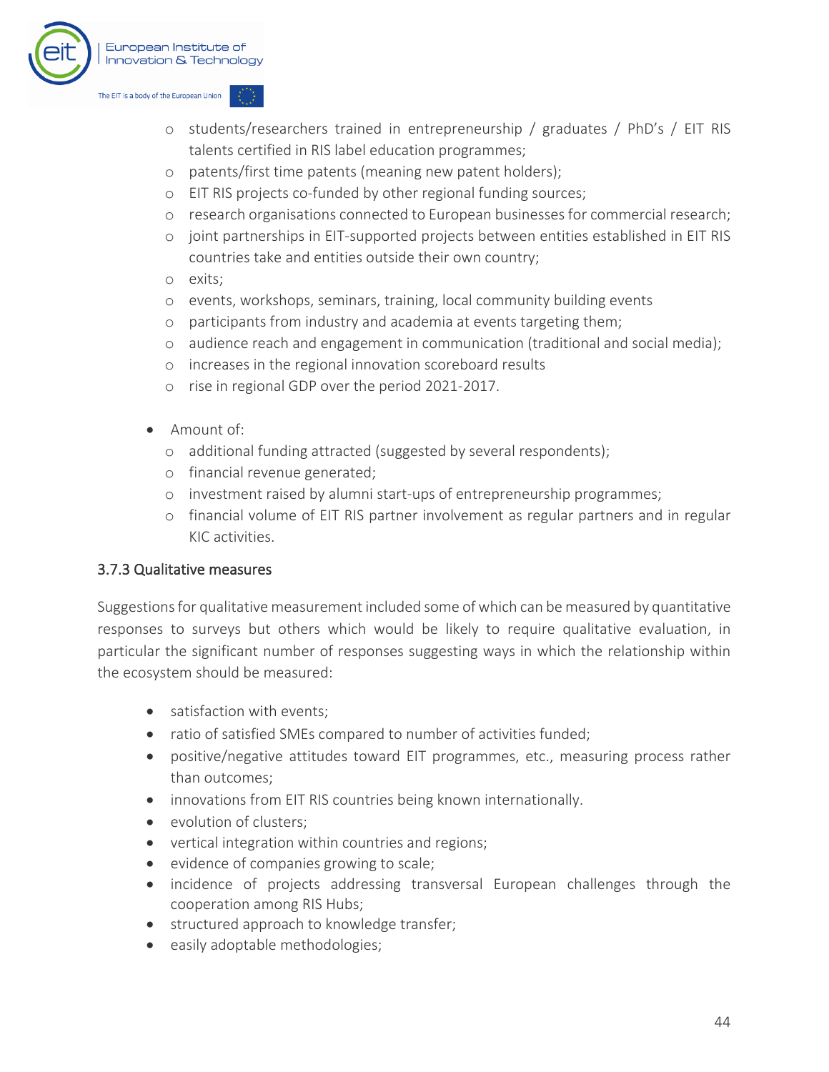- students/researchers trained in entrepreneurship / graduates / PhD's / EIT RIS talents certified in RIS label education programmes;
  - patents/first time patents (meaning new patent holders);
  - EIT RIS projects co-funded by other regional funding sources;
  - research organisations connected to European businesses for commercial research;
  - joint partnerships in EIT-supported projects between entities established in EIT RIS countries take and entities outside their own country;
  - exits;
  - events, workshops, seminars, training, local community building events
  - participants from industry and academia at events targeting them;
  - audience reach and engagement in communication (traditional and social media);
  - increases in the regional innovation scoreboard results
  - rise in regional GDP over the period 2021-2017.

- Amount of:
  - additional funding attracted (suggested by several respondents);
  - financial revenue generated;
  - investment raised by alumni start-ups of entrepreneurship programmes;
  - financial volume of EIT RIS partner involvement as regular partners and in regular KIC activities.

### 3.7.3 Qualitative measures

Suggestions for qualitative measurement included some of which can be measured by quantitative responses to surveys but others which would be likely to require qualitative evaluation, in particular the significant number of responses suggesting ways in which the relationship within the ecosystem should be measured:

- satisfaction with events;
- ratio of satisfied SMEs compared to number of activities funded;
- positive/negative attitudes toward EIT programmes, etc., measuring process rather than outcomes;
- innovations from EIT RIS countries being known internationally.
- evolution of clusters;
- vertical integration within countries and regions;
- evidence of companies growing to scale;
- incidence of projects addressing transversal European challenges through the cooperation among RIS Hubs;
- structured approach to knowledge transfer;
- easily adoptable methodologies;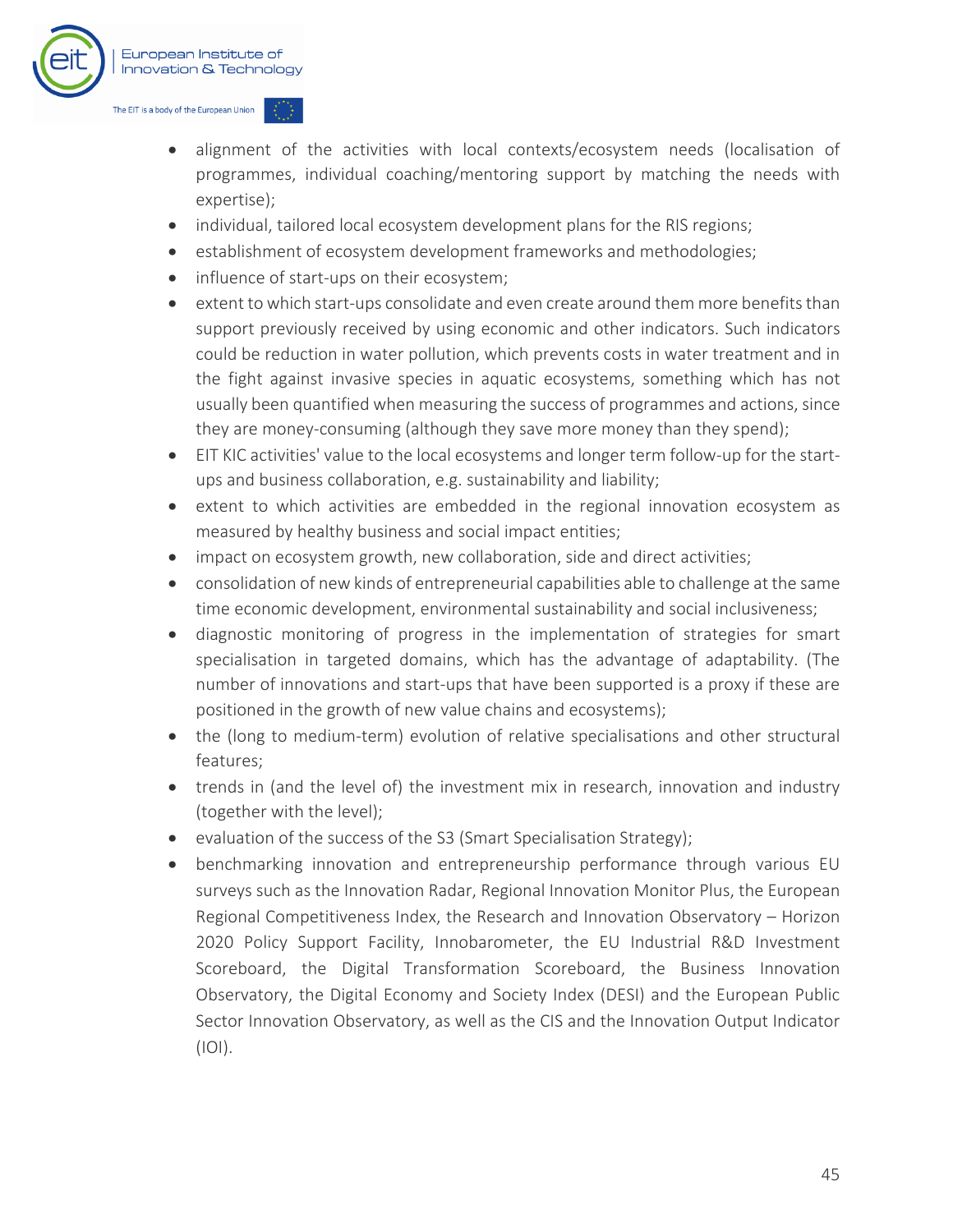- alignment of the activities with local contexts/ecosystem needs (localisation of programmes, individual coaching/mentoring support by matching the needs with expertise);
- individual, tailored local ecosystem development plans for the RIS regions;
- establishment of ecosystem development frameworks and methodologies;
- influence of start-ups on their ecosystem;
- extent to which start-ups consolidate and even create around them more benefits than support previously received by using economic and other indicators. Such indicators could be reduction in water pollution, which prevents costs in water treatment and in the fight against invasive species in aquatic ecosystems, something which has not usually been quantified when measuring the success of programmes and actions, since they are money-consuming (although they save more money than they spend);
- EIT KIC activities' value to the local ecosystems and longer term follow-up for the start-ups and business collaboration, e.g. sustainability and liability;
- extent to which activities are embedded in the regional innovation ecosystem as measured by healthy business and social impact entities;
- impact on ecosystem growth, new collaboration, side and direct activities;
- consolidation of new kinds of entrepreneurial capabilities able to challenge at the same time economic development, environmental sustainability and social inclusiveness;
- diagnostic monitoring of progress in the implementation of strategies for smart specialisation in targeted domains, which has the advantage of adaptability. (The number of innovations and start-ups that have been supported is a proxy if these are positioned in the growth of new value chains and ecosystems);
- the (long to medium-term) evolution of relative specialisations and other structural features;
- trends in (and the level of) the investment mix in research, innovation and industry (together with the level);
- evaluation of the success of the S3 (Smart Specialisation Strategy);
- benchmarking innovation and entrepreneurship performance through various EU surveys such as the Innovation Radar, Regional Innovation Monitor Plus, the European Regional Competitiveness Index, the Research and Innovation Observatory – Horizon 2020 Policy Support Facility, Innobarometer, the EU Industrial R&D Investment Scoreboard, the Digital Transformation Scoreboard, the Business Innovation Observatory, the Digital Economy and Society Index (DESI) and the European Public Sector Innovation Observatory, as well as the CIS and the Innovation Output Indicator (IOI).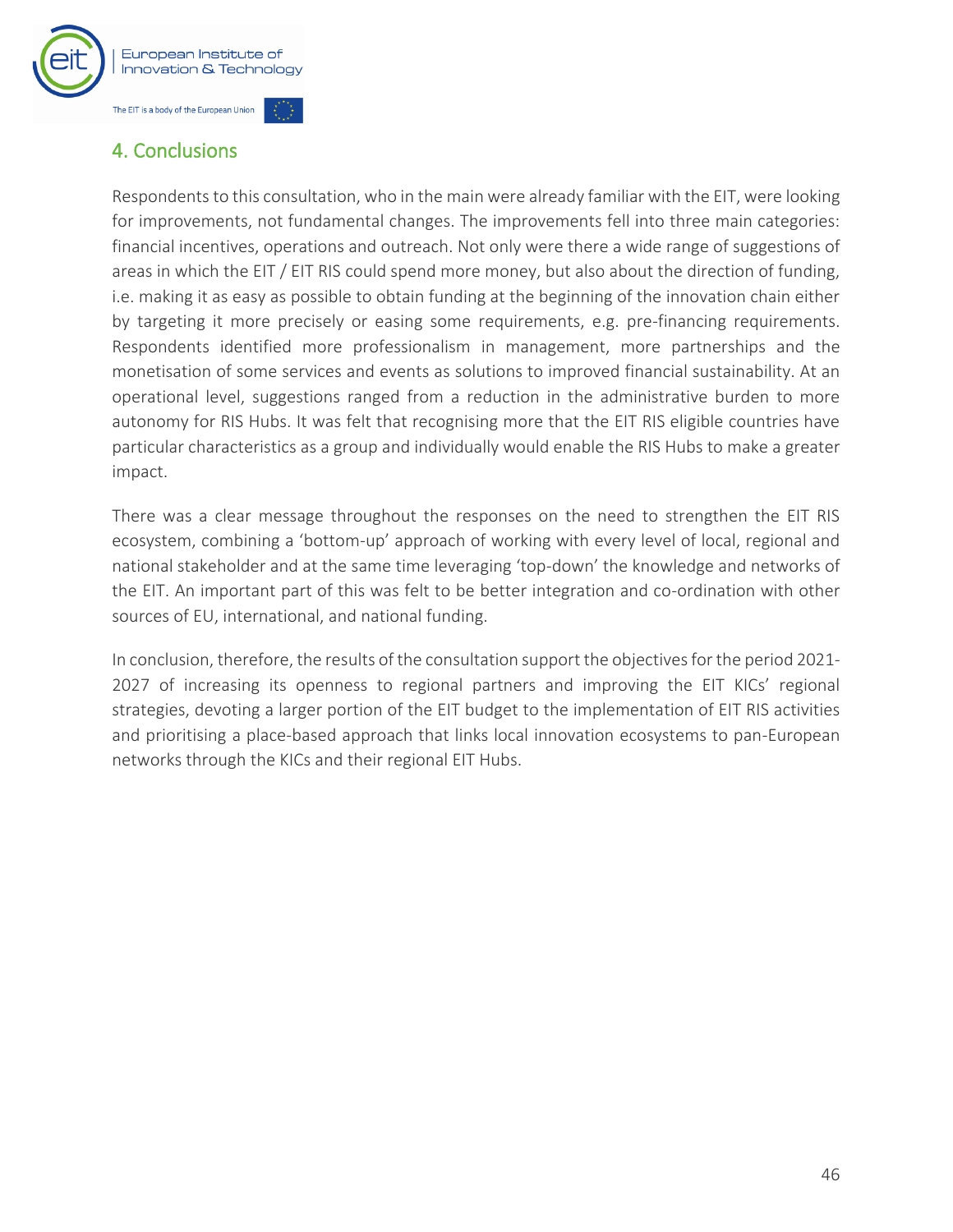## 4. Conclusions

Respondents to this consultation, who in the main were already familiar with the EIT, were looking for improvements, not fundamental changes. The improvements fell into three main categories: financial incentives, operations and outreach. Not only were there a wide range of suggestions of areas in which the EIT / EIT RIS could spend more money, but also about the direction of funding, i.e. making it as easy as possible to obtain funding at the beginning of the innovation chain either by targeting it more precisely or easing some requirements, e.g. pre-financing requirements. Respondents identified more professionalism in management, more partnerships and the monetisation of some services and events as solutions to improved financial sustainability. At an operational level, suggestions ranged from a reduction in the administrative burden to more autonomy for RIS Hubs. It was felt that recognising more that the EIT RIS eligible countries have particular characteristics as a group and individually would enable the RIS Hubs to make a greater impact.

There was a clear message throughout the responses on the need to strengthen the EIT RIS ecosystem, combining a 'bottom-up' approach of working with every level of local, regional and national stakeholder and at the same time leveraging 'top-down' the knowledge and networks of the EIT. An important part of this was felt to be better integration and co-ordination with other sources of EU, international, and national funding.

In conclusion, therefore, the results of the consultation support the objectives for the period 2021-2027 of increasing its openness to regional partners and improving the EIT KICs' regional strategies, devoting a larger portion of the EIT budget to the implementation of EIT RIS activities and prioritising a place-based approach that links local innovation ecosystems to pan-European networks through the KICs and their regional EIT Hubs.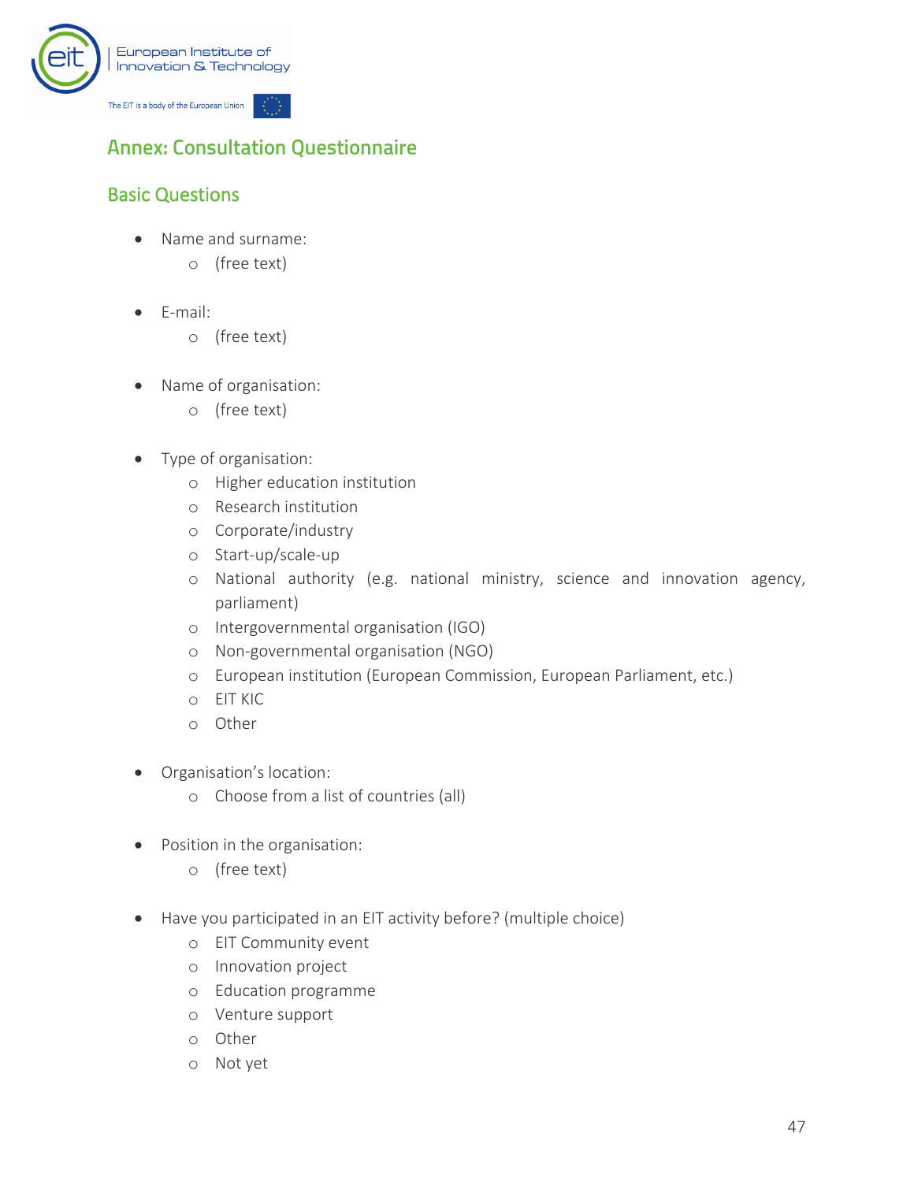## Annex: Consultation Questionnaire

### Basic Questions

- Name and surname:
  - (free text)

- E-mail:
  - (free text)

- Name of organisation:
  - (free text)

- Type of organisation:
  - Higher education institution
  - Research institution
  - Corporate/industry
  - Start-up/scale-up
  - National authority (e.g. national ministry, science and innovation agency, parliament)
  - Intergovernmental organisation (IGO)
  - Non-governmental organisation (NGO)
  - European institution (European Commission, European Parliament, etc.)
  - EIT KIC
  - Other

- Organisation's location:
  - Choose from a list of countries (all)

- Position in the organisation:
  - (free text)

- Have you participated in an EIT activity before? (multiple choice)
  - EIT Community event
  - Innovation project
  - Education programme
  - Venture support
  - Other
  - Not yet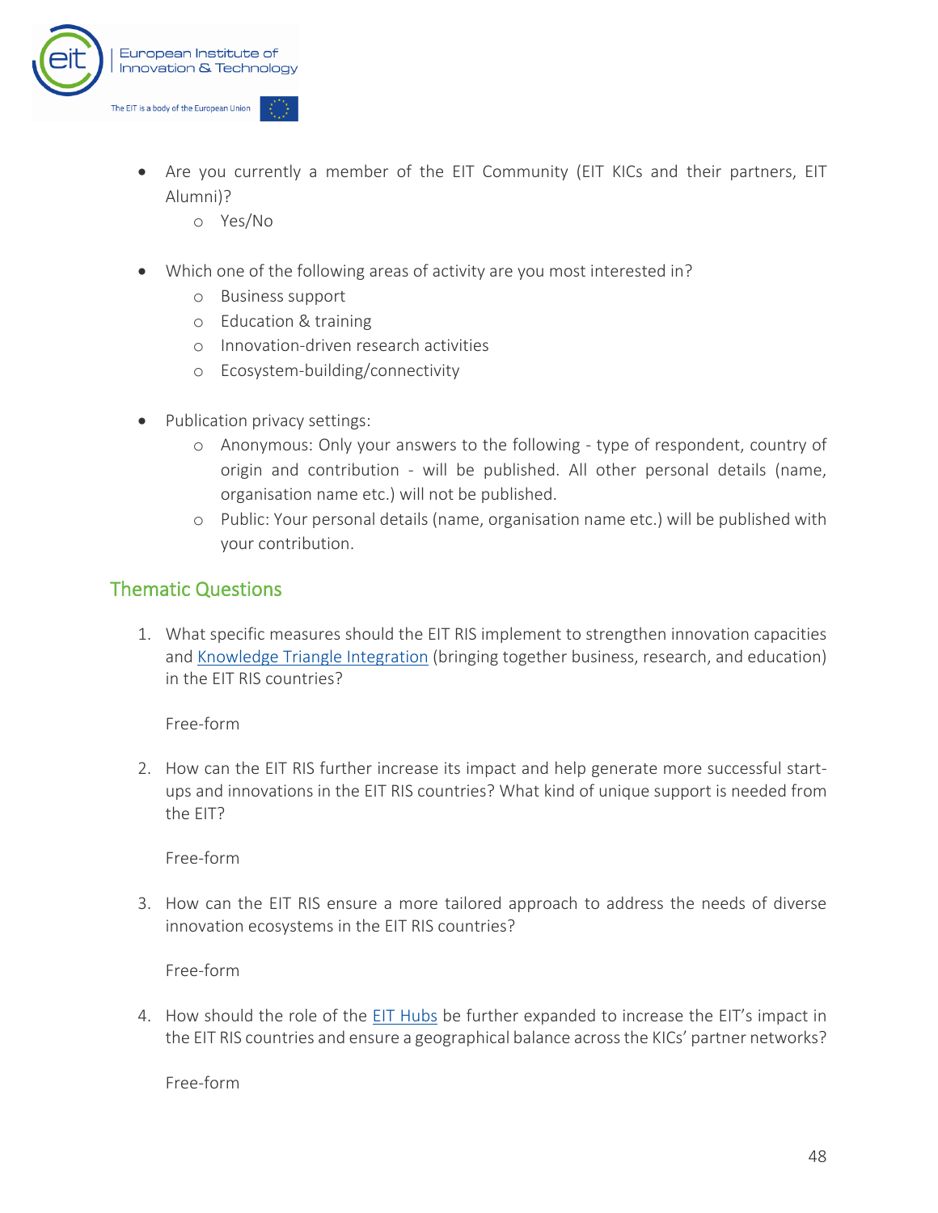- Are you currently a member of the EIT Community (EIT KICs and their partners, EIT Alumni)?
  - Yes/No

- Which one of the following areas of activity are you most interested in?
  - Business support
  - Education & training
  - Innovation-driven research activities
  - Ecosystem-building/connectivity

- Publication privacy settings:
  - Anonymous: Only your answers to the following - type of respondent, country of origin and contribution - will be published. All other personal details (name, organisation name etc.) will not be published.
  - Public: Your personal details (name, organisation name etc.) will be published with your contribution.

## Thematic Questions

1. What specific measures should the EIT RIS implement to strengthen innovation capacities and Knowledge Triangle Integration (bringing together business, research, and education) in the EIT RIS countries?

   Free-form

2. How can the EIT RIS further increase its impact and help generate more successful start-ups and innovations in the EIT RIS countries? What kind of unique support is needed from the EIT?

   Free-form

3. How can the EIT RIS ensure a more tailored approach to address the needs of diverse innovation ecosystems in the EIT RIS countries?

   Free-form

4. How should the role of the EIT Hubs be further expanded to increase the EIT's impact in the EIT RIS countries and ensure a geographical balance across the KICs' partner networks?

   Free-form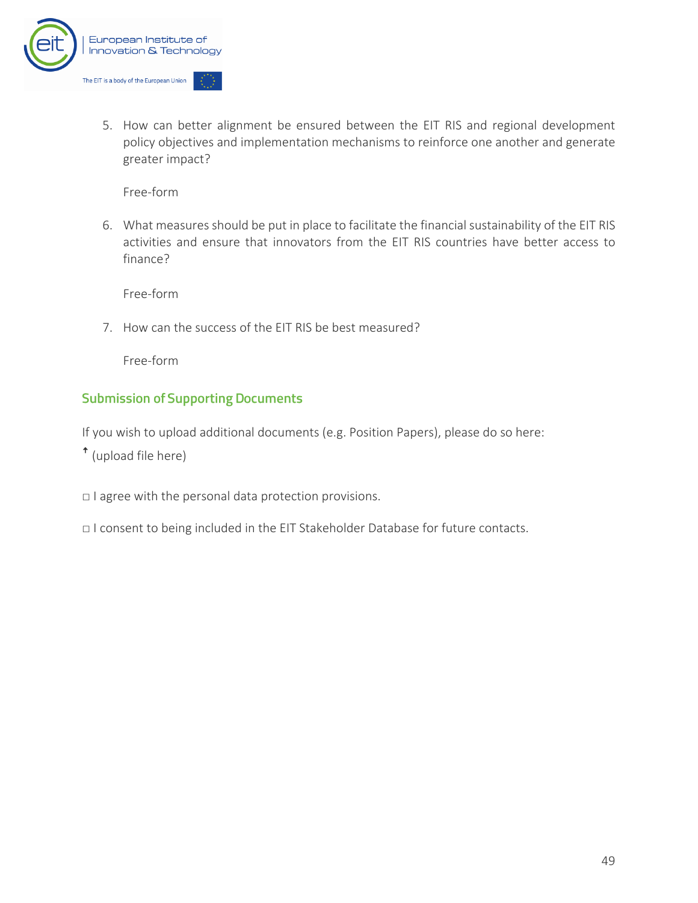5. How can better alignment be ensured between the EIT RIS and regional development policy objectives and implementation mechanisms to reinforce one another and generate greater impact?

   Free-form

6. What measures should be put in place to facilitate the financial sustainability of the EIT RIS activities and ensure that innovators from the EIT RIS countries have better access to finance?

   Free-form

7. How can the success of the EIT RIS be best measured?

   Free-form

## Submission of Supporting Documents

If you wish to upload additional documents (e.g. Position Papers), please do so here:

↑ (upload file here)

□ I agree with the personal data protection provisions.

□ I consent to being included in the EIT Stakeholder Database for future contacts.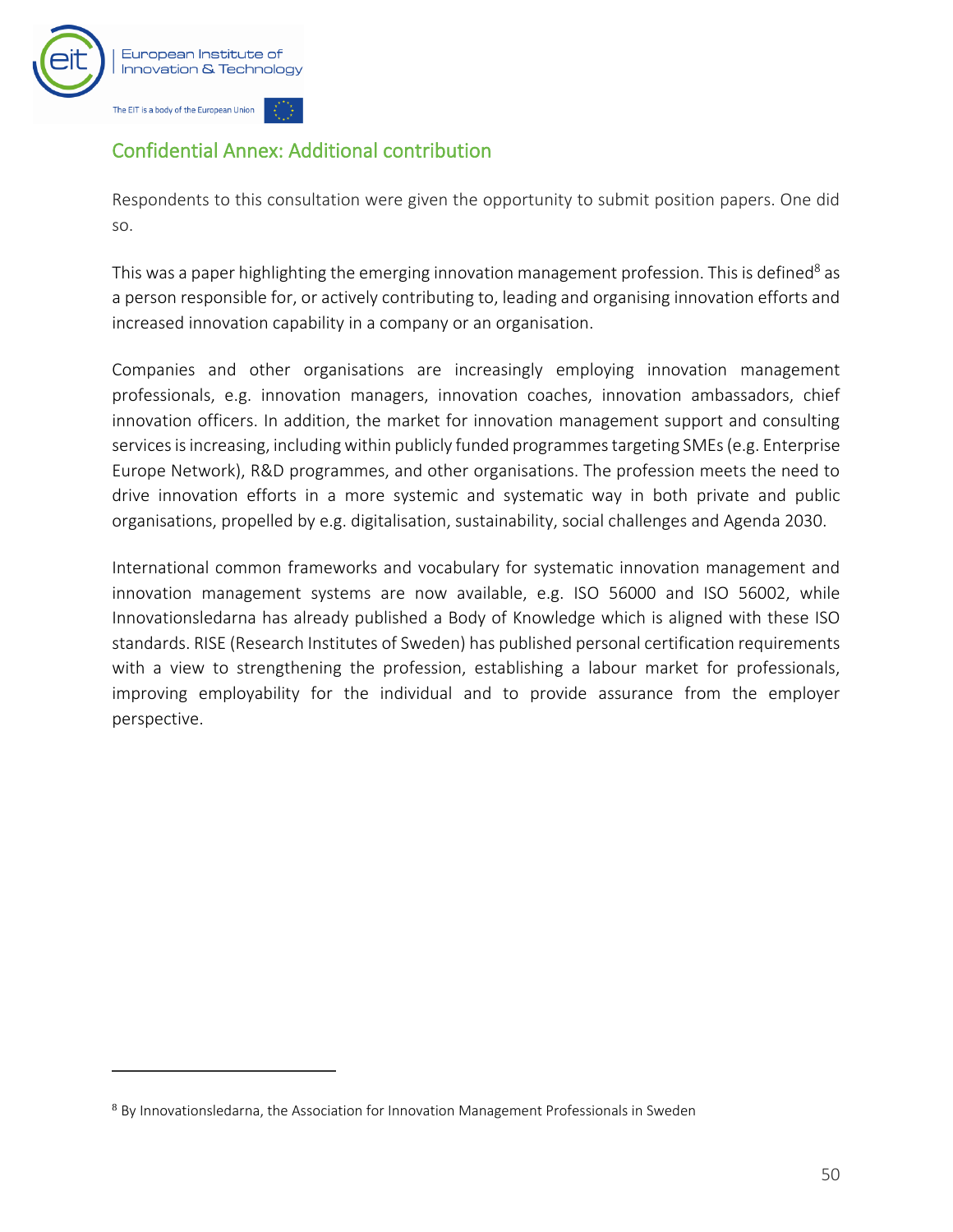## Confidential Annex: Additional contribution

Respondents to this consultation were given the opportunity to submit position papers. One did so.

This was a paper highlighting the emerging innovation management profession. This is defined[8] as a person responsible for, or actively contributing to, leading and organising innovation efforts and increased innovation capability in a company or an organisation.

Companies and other organisations are increasingly employing innovation management professionals, e.g. innovation managers, innovation coaches, innovation ambassadors, chief innovation officers. In addition, the market for innovation management support and consulting services is increasing, including within publicly funded programmes targeting SMEs (e.g. Enterprise Europe Network), R&D programmes, and other organisations. The profession meets the need to drive innovation efforts in a more systemic and systematic way in both private and public organisations, propelled by e.g. digitalisation, sustainability, social challenges and Agenda 2030.

International common frameworks and vocabulary for systematic innovation management and innovation management systems are now available, e.g. ISO 56000 and ISO 56002, while Innovationsledarna has already published a Body of Knowledge which is aligned with these ISO standards. RISE (Research Institutes of Sweden) has published personal certification requirements with a view to strengthening the profession, establishing a labour market for professionals, improving employability for the individual and to provide assurance from the employer perspective.

[8] By Innovationsledarna, the Association for Innovation Management Professionals in Sweden